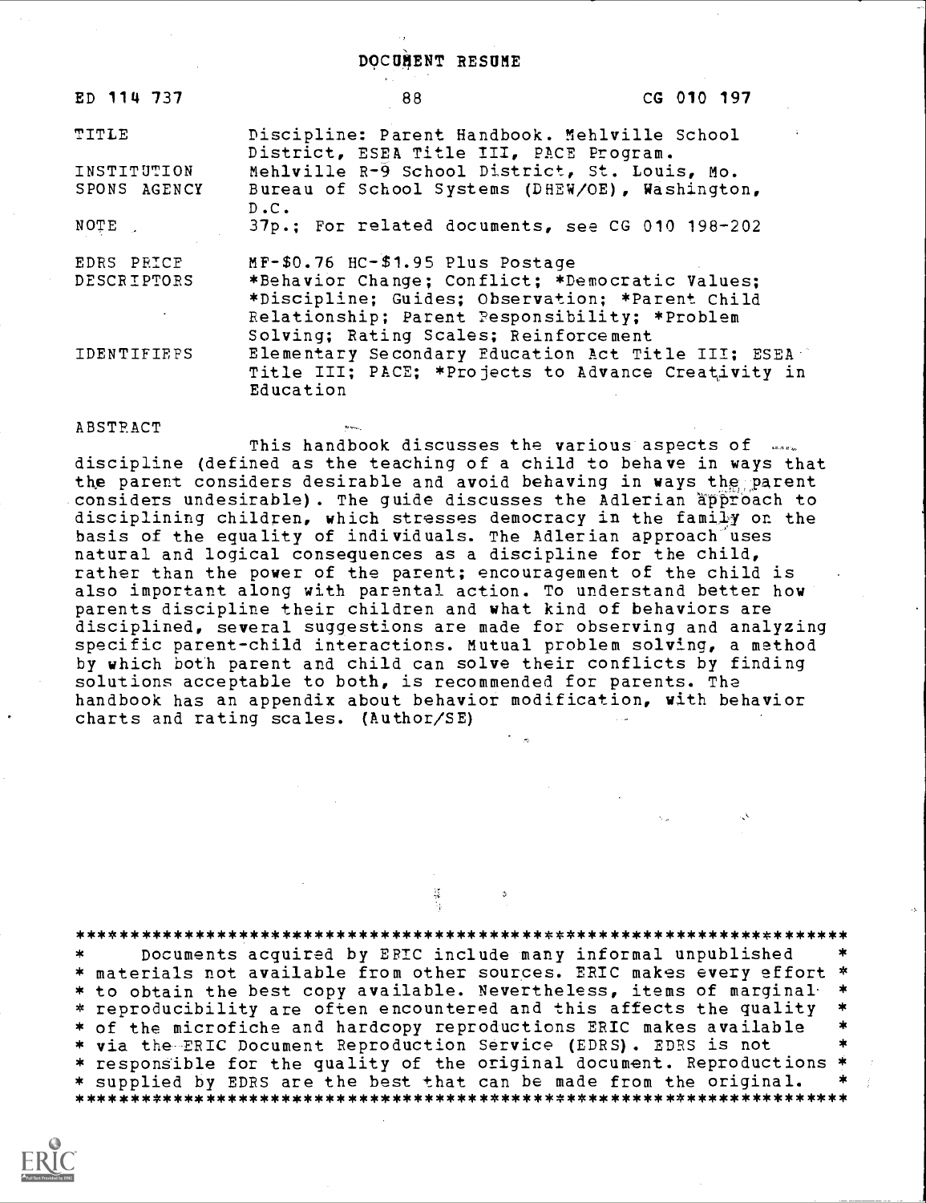# DOCUMENT RESUME

| ED 114 737 | 88 | CG 010 197 |
|---|---|---|
| TITLE | Discipline: Parent Handbook. Mehlville School District, ESEA Title III, PACE Program. | |
| INSTITUTION | Mehlville R-9 School District, St. Louis, Mo. | |
| SPONS AGENCY | Bureau of School Systems (DHEW/OE), Washington, D.C. | |
| NOTE | 37p.; For related documents, see CG 010 198-202 | |
| EDRS PRICE | MF-$0.76 HC-$1.95 Plus Postage | |
| DESCRIPTORS | *Behavior Change; Conflict; *Democratic Values; *Discipline; Guides; Observation; *Parent Child Relationship; Parent Responsibility; *Problem Solving; Rating Scales; Reinforcement | |
| IDENTIFIERS | Elementary Secondary Education Act Title III; ESEA Title III; PACE; *Projects to Advance Creativity in Education | |

ABSTRACT

This handbook discusses the various aspects of discipline (defined as the teaching of a child to behave in ways that the parent considers desirable and avoid behaving in ways the parent considers undesirable). The guide discusses the Adlerian approach to disciplining children, which stresses democracy in the family on the basis of the equality of individuals. The Adlerian approach uses natural and logical consequences as a discipline for the child, rather than the power of the parent; encouragement of the child is also important along with parental action. To understand better how parents discipline their children and what kind of behaviors are disciplined, several suggestions are made for observing and analyzing specific parent-child interactions. Mutual problem solving, a method by which both parent and child can solve their conflicts by finding solutions acceptable to both, is recommended for parents. The handbook has an appendix about behavior modification, with behavior charts and rating scales. (Author/SE)

---

Documents acquired by ERIC include many informal unpublished materials not available from other sources. ERIC makes every effort to obtain the best copy available. Nevertheless, items of marginal reproducibility are often encountered and this affects the quality of the microfiche and hardcopy reproductions ERIC makes available via the ERIC Document Reproduction Service (EDRS). EDRS is not responsible for the quality of the original document. Reproductions supplied by EDRS are the best that can be made from the original.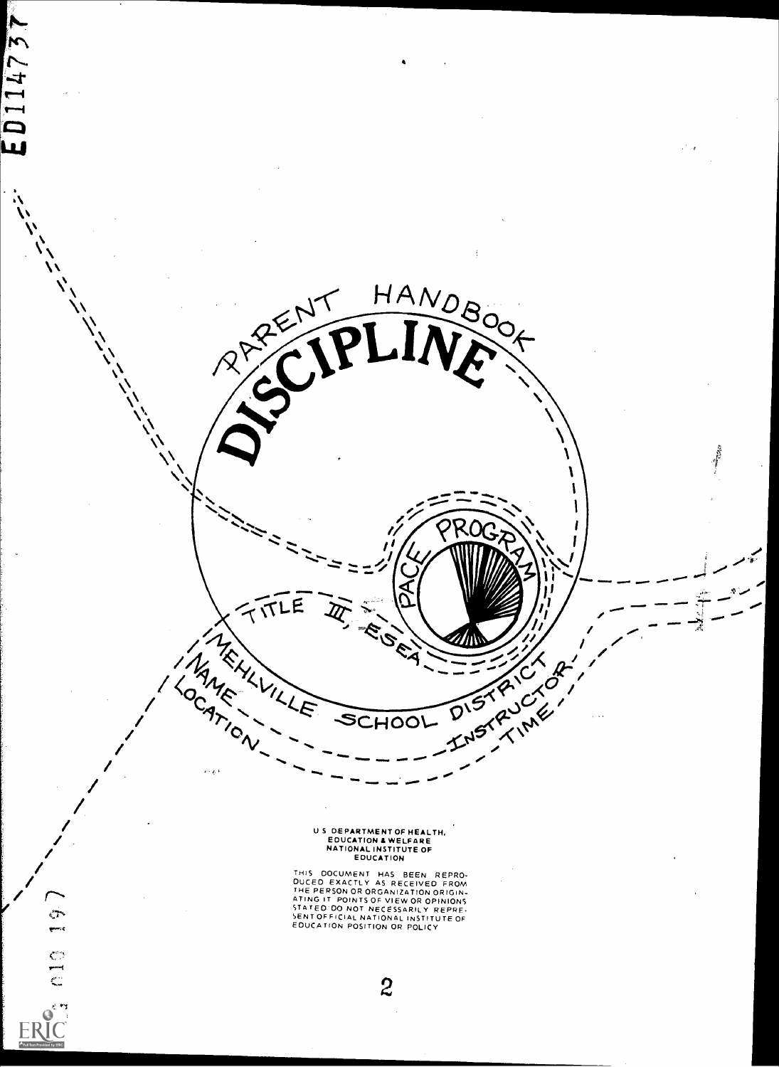# PARENT HANDBOOK

# DISCIPLINE

PACE PROGRAM

TITLE III, ESEA

MEHLVILLE SCHOOL DISTRICT

NAME

LOCATION

INSTRUCTOR

TIME

U S DEPARTMENT OF HEALTH, EDUCATION & WELFARE NATIONAL INSTITUTE OF EDUCATION

THIS DOCUMENT HAS BEEN REPRODUCED EXACTLY AS RECEIVED FROM THE PERSON OR ORGANIZATION ORIGINATING IT POINTS OF VIEW OR OPINIONS STATED DO NOT NECESSARILY REPRESENT OFFICIAL NATIONAL INSTITUTE OF EDUCATION POSITION OR POLICY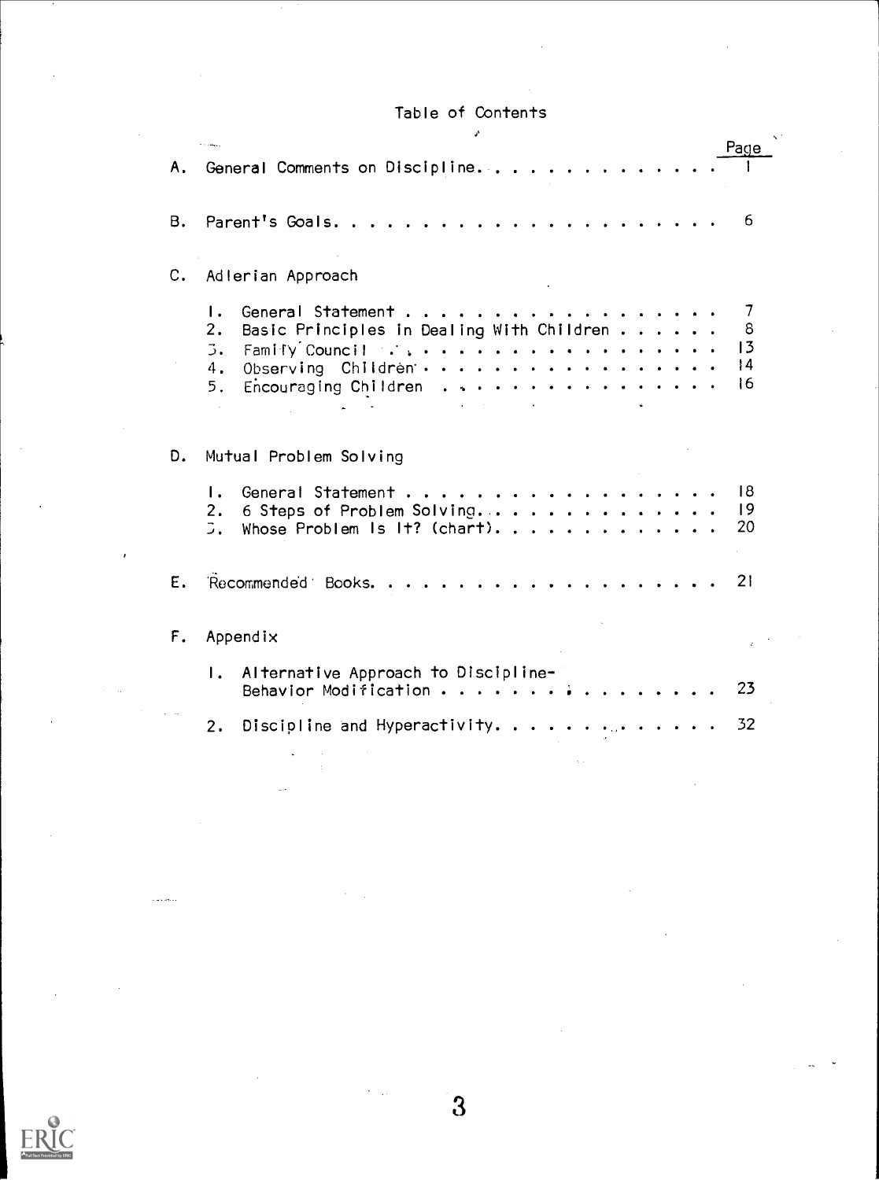# Table of Contents

| | Page |
|---|---|
| A. General Comments on Discipline | 1 |
| B. Parent's Goals | 6 |
| C. Adlerian Approach | |
| 1. General Statement | 7 |
| 2. Basic Principles in Dealing With Children | 8 |
| 3. Family Council | 13 |
| 4. Observing Children | 14 |
| 5. Encouraging Children | 16 |
| D. Mutual Problem Solving | |
| 1. General Statement | 18 |
| 2. 6 Steps of Problem Solving | 19 |
| 3. Whose Problem Is It? (chart) | 20 |
| E. Recommended Books | 21 |
| F. Appendix | |
| 1. Alternative Approach to Discipline-Behavior Modification | 23 |
| 2. Discipline and Hyperactivity | 32 |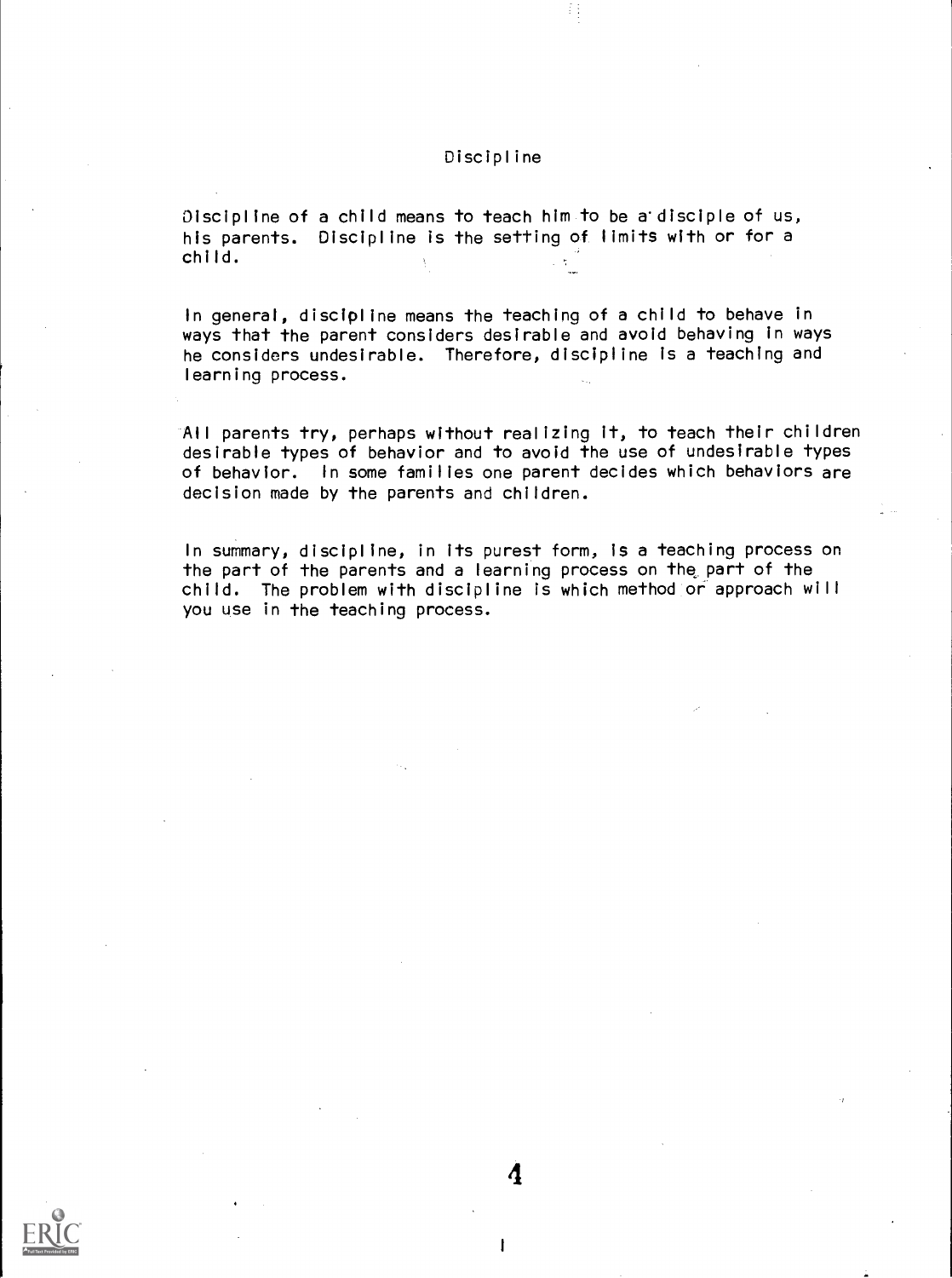# Discipline

Discipline of a child means to teach him to be a disciple of us, his parents. Discipline is the setting of limits with or for a child.

In general, discipline means the teaching of a child to behave in ways that the parent considers desirable and avoid behaving in ways he considers undesirable. Therefore, discipline is a teaching and learning process.

All parents try, perhaps without realizing it, to teach their children desirable types of behavior and to avoid the use of undesirable types of behavior. In some families one parent decides which behaviors are decision made by the parents and children.

In summary, discipline, in its purest form, is a teaching process on the part of the parents and a learning process on the part of the child. The problem with discipline is which method or approach will you use in the teaching process.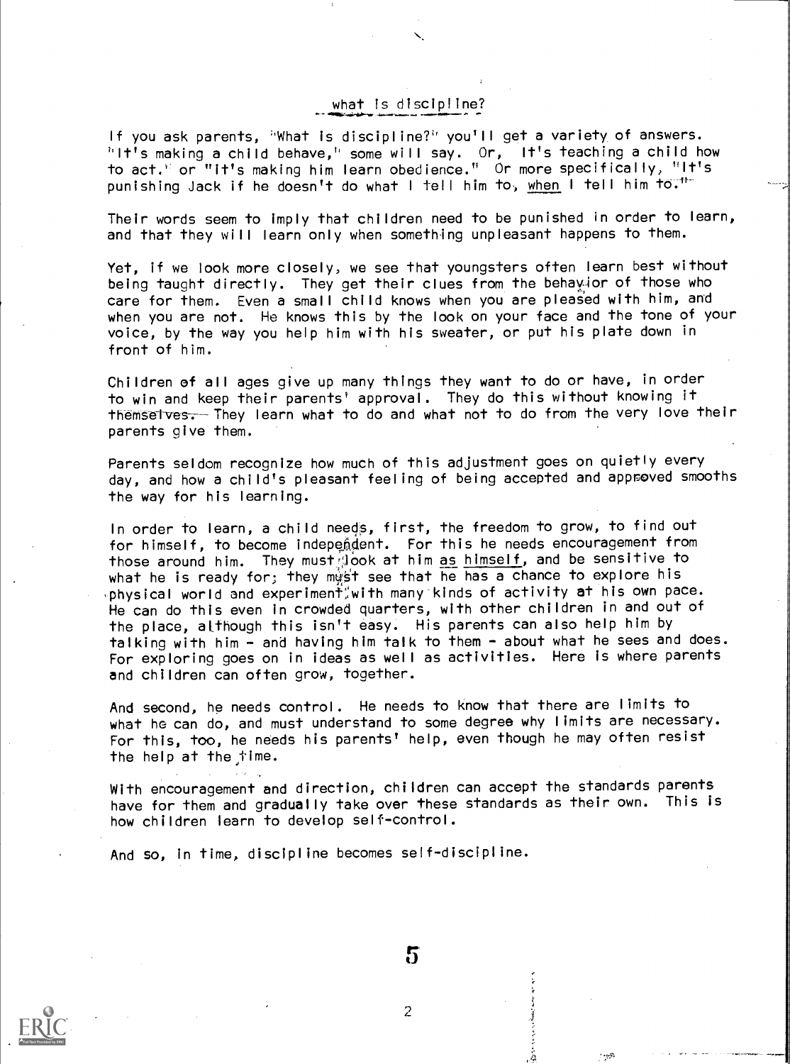## what is discipline?

If you ask parents, "What is discipline?" you'll get a variety of answers. "It's making a child behave," some will say. Or, "It's teaching a child how to act." or "It's making him learn obedience." Or more specifically, "It's punishing Jack if he doesn't do what I tell him to, <u>when</u> I tell him to."

Their words seem to imply that children need to be punished in order to learn, and that they will learn only when something unpleasant happens to them.

Yet, if we look more closely, we see that youngsters often learn best without being taught directly. They get their clues from the behavior of those who care for them. Even a small child knows when you are pleased with him, and when you are not. He knows this by the look on your face and the tone of your voice, by the way you help him with his sweater, or put his plate down in front of him.

Children of all ages give up many things they want to do or have, in order to win and keep their parents' approval. They do this without knowing it themselves. They learn what to do and what not to do from the very love their parents give them.

Parents seldom recognize how much of this adjustment goes on quietly every day, and how a child's pleasant feeling of being accepted and approved smooths the way for his learning.

In order to learn, a child needs, first, the freedom to grow, to find out for himself, to become independent. For this he needs encouragement from those around him. They must look at him <u>as himself</u>, and be sensitive to what he is ready for; they must see that he has a chance to explore his physical world and experiment with many kinds of activity at his own pace. He can do this even in crowded quarters, with other children in and out of the place, although this isn't easy. His parents can also help him by talking with him - and having him talk to them - about what he sees and does. For exploring goes on in ideas as well as activities. Here is where parents and children can often grow, together.

And second, he needs control. He needs to know that there are limits to what he can do, and must understand to some degree why limits are necessary. For this, too, he needs his parents' help, even though he may often resist the help at the time.

With encouragement and direction, children can accept the standards parents have for them and gradually take over these standards as their own. This is how children learn to develop self-control.

And so, in time, discipline becomes self-discipline.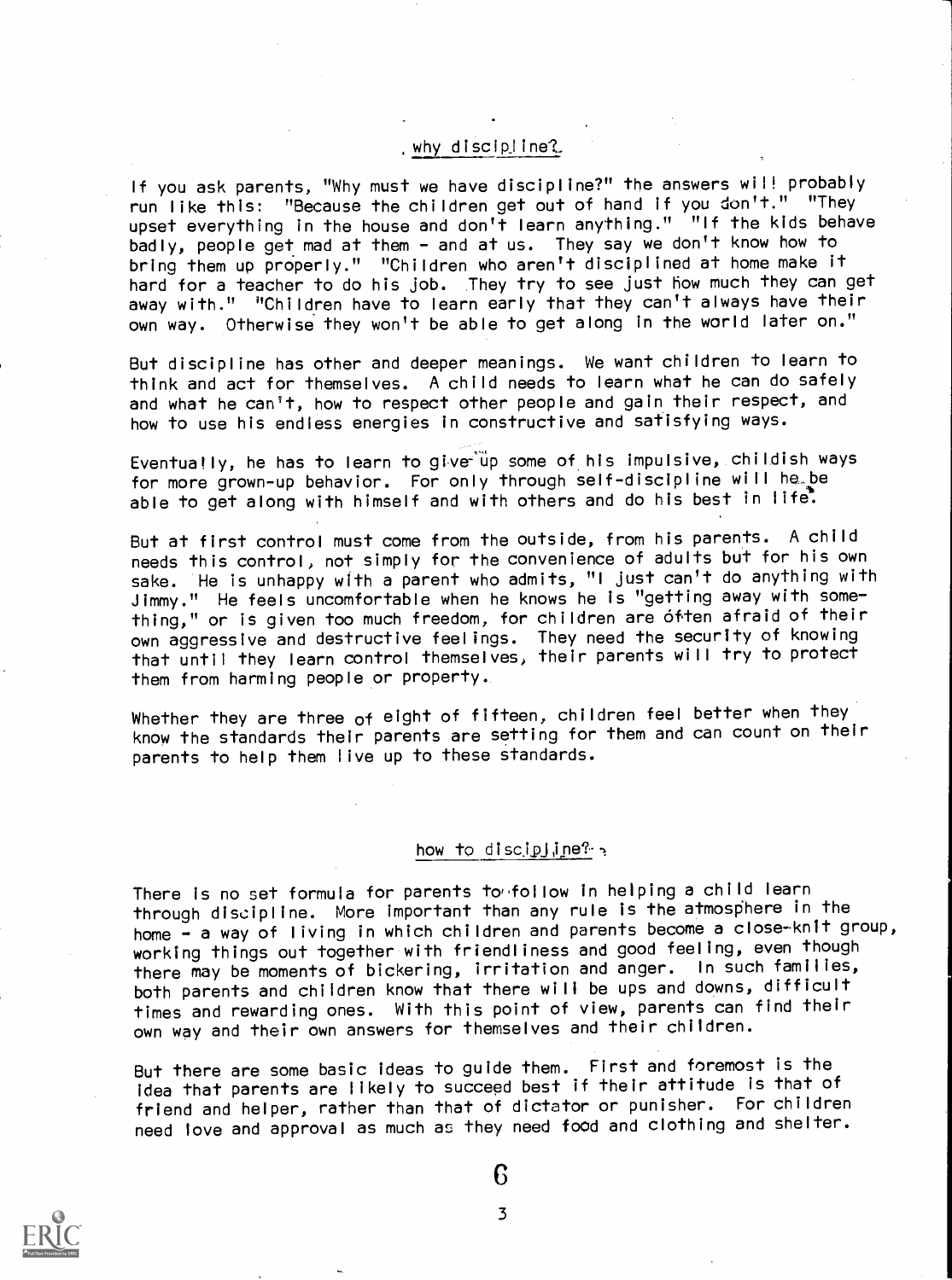## why discipline?

If you ask parents, "Why must we have discipline?" the answers will probably run like this: "Because the children get out of hand if you don't." "They upset everything in the house and don't learn anything." "If the kids behave badly, people get mad at them - and at us. They say we don't know how to bring them up properly." "Children who aren't disciplined at home make it hard for a teacher to do his job. They try to see just how much they can get away with." "Children have to learn early that they can't always have their own way. Otherwise they won't be able to get along in the world later on."

But discipline has other and deeper meanings. We want children to learn to think and act for themselves. A child needs to learn what he can do safely and what he can't, how to respect other people and gain their respect, and how to use his endless energies in constructive and satisfying ways.

Eventually, he has to learn to give up some of his impulsive, childish ways for more grown-up behavior. For only through self-discipline will he be able to get along with himself and with others and do his best in life.

But at first control must come from the outside, from his parents. A child needs this control, not simply for the convenience of adults but for his own sake. He is unhappy with a parent who admits, "I just can't do anything with Jimmy." He feels uncomfortable when he knows he is "getting away with something," or is given too much freedom, for children are often afraid of their own aggressive and destructive feelings. They need the security of knowing that until they learn control themselves, their parents will try to protect them from harming people or property.

Whether they are three of eight of fifteen, children feel better when they know the standards their parents are setting for them and can count on their parents to help them live up to these standards.

## how to discipline?

There is no set formula for parents to follow in helping a child learn through discipline. More important than any rule is the atmosphere in the home - a way of living in which children and parents become a close-knit group, working things out together with friendliness and good feeling, even though there may be moments of bickering, irritation and anger. In such families, both parents and children know that there will be ups and downs, difficult times and rewarding ones. With this point of view, parents can find their own way and their own answers for themselves and their children.

But there are some basic ideas to guide them. First and foremost is the idea that parents are likely to succeed best if their attitude is that of friend and helper, rather than that of dictator or punisher. For children need love and approval as much as they need food and clothing and shelter.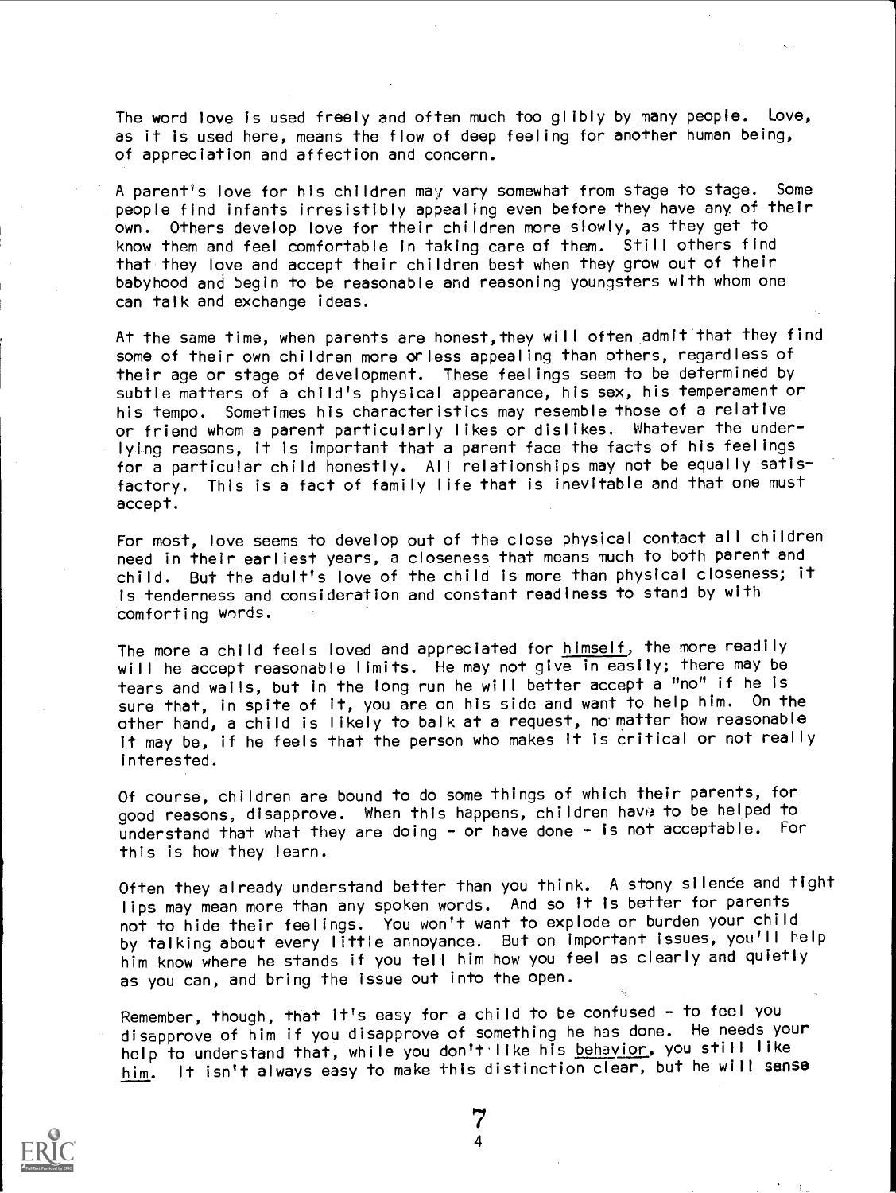The word love is used freely and often much too glibly by many people. Love, as it is used here, means the flow of deep feeling for another human being, of appreciation and affection and concern.

A parent's love for his children may vary somewhat from stage to stage. Some people find infants irresistibly appealing even before they have any of their own. Others develop love for their children more slowly, as they get to know them and feel comfortable in taking care of them. Still others find that they love and accept their children best when they grow out of their babyhood and begin to be reasonable and reasoning youngsters with whom one can talk and exchange ideas.

At the same time, when parents are honest, they will often admit that they find some of their own children more or less appealing than others, regardless of their age or stage of development. These feelings seem to be determined by subtle matters of a child's physical appearance, his sex, his temperament or his tempo. Sometimes his characteristics may resemble those of a relative or friend whom a parent particularly likes or dislikes. Whatever the underlying reasons, it is important that a parent face the facts of his feelings for a particular child honestly. All relationships may not be equally satisfactory. This is a fact of family life that is inevitable and that one must accept.

For most, love seems to develop out of the close physical contact all children need in their earliest years, a closeness that means much to both parent and child. But the adult's love of the child is more than physical closeness; it is tenderness and consideration and constant readiness to stand by with comforting words.

The more a child feels loved and appreciated for <u>himself</u>, the more readily will he accept reasonable limits. He may not give in easily; there may be tears and wails, but in the long run he will better accept a "no" if he is sure that, in spite of it, you are on his side and want to help him. On the other hand, a child is likely to balk at a request, no matter how reasonable it may be, if he feels that the person who makes it is critical or not really interested.

Of course, children are bound to do some things of which their parents, for good reasons, disapprove. When this happens, children have to be helped to understand that what they are doing - or have done - is not acceptable. For this is how they learn.

Often they already understand better than you think. A stony silence and tight lips may mean more than any spoken words. And so it is better for parents not to hide their feelings. You won't want to explode or burden your child by talking about every little annoyance. But on important issues, you'll help him know where he stands if you tell him how you feel as clearly and quietly as you can, and bring the issue out into the open.

Remember, though, that it's easy for a child to be confused - to feel you disapprove of him if you disapprove of something he has done. He needs your help to understand that, while you don't like his <u>behavior</u>, you still like <u>him</u>. It isn't always easy to make this distinction clear, but he will sense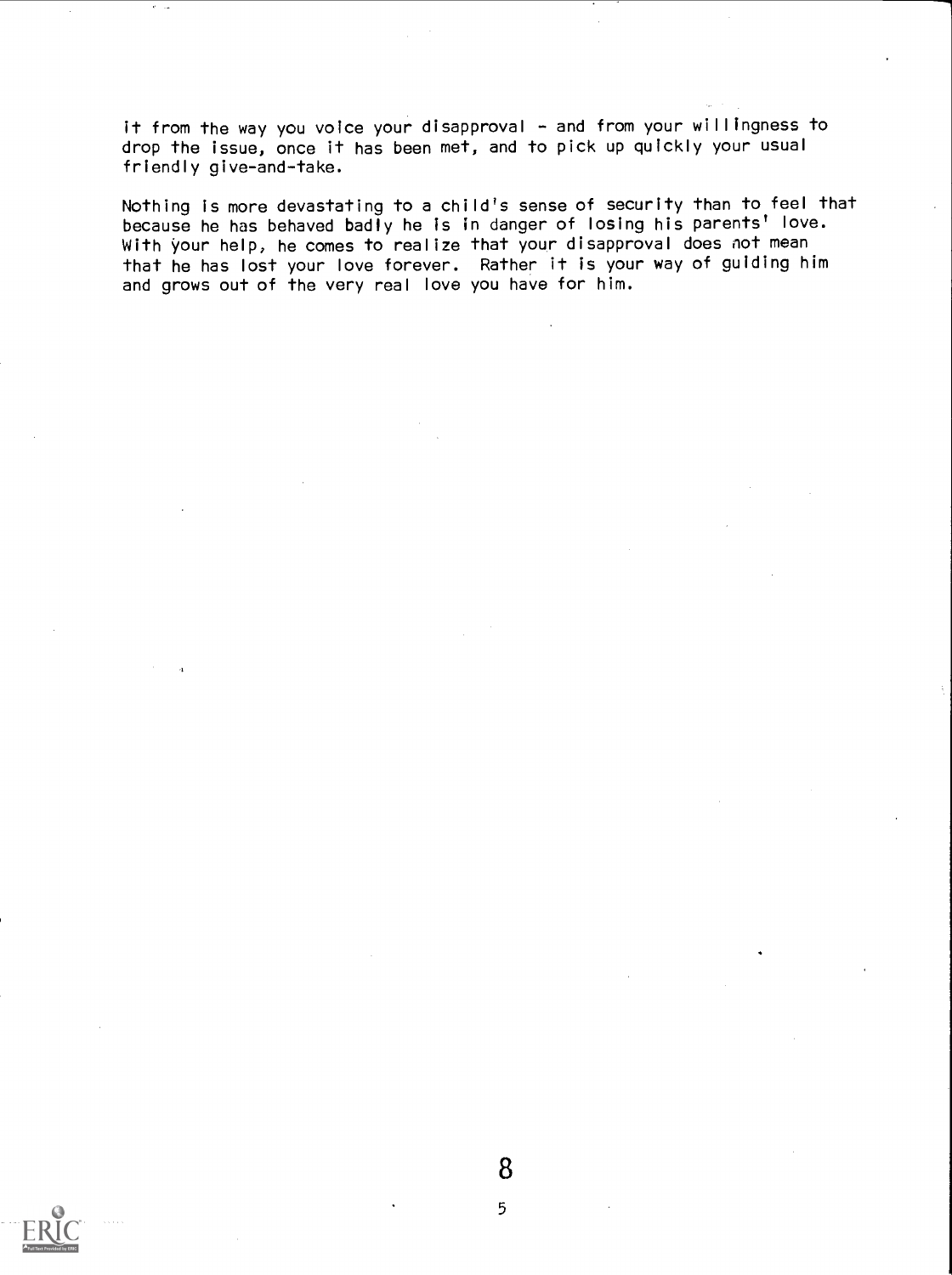it from the way you voice your disapproval - and from your willingness to drop the issue, once it has been met, and to pick up quickly your usual friendly give-and-take.

Nothing is more devastating to a child's sense of security than to feel that because he has behaved badly he is in danger of losing his parents' love. With your help, he comes to realize that your disapproval does not mean that he has lost your love forever. Rather it is your way of guiding him and grows out of the very real love you have for him.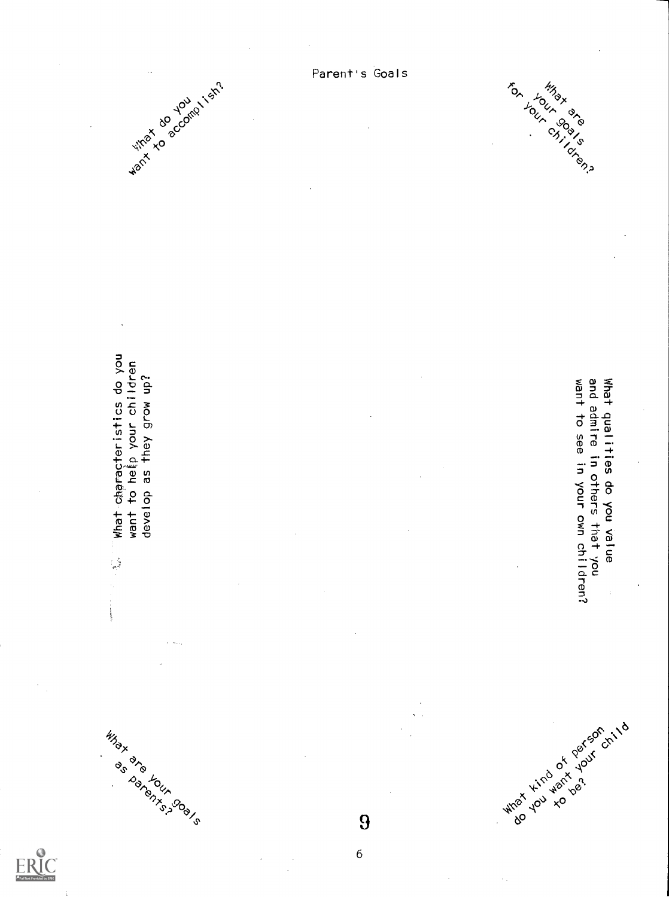# Parent's Goals

What do you want to accomplish?

What are your goals for your children?

What characteristics do you want to help your children develop as they grow up?

What qualities do you value and admire in others that you want to see in your own children?

What are your goals as parents?

What kind of person do you want your child to be?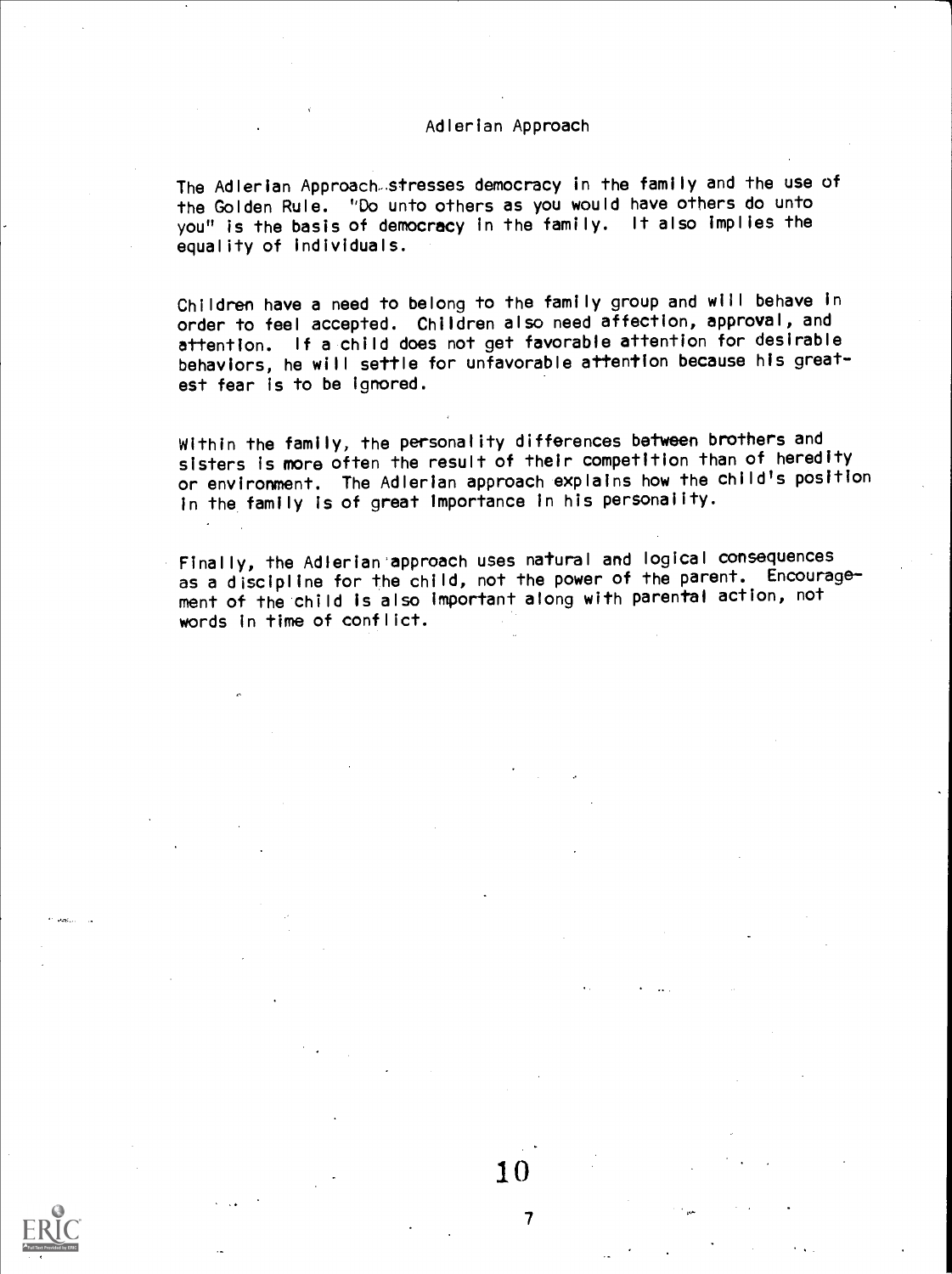## Adlerian Approach

The Adlerian Approach stresses democracy in the family and the use of the Golden Rule. "Do unto others as you would have others do unto you" is the basis of democracy in the family. It also implies the equality of individuals.

Children have a need to belong to the family group and will behave in order to feel accepted. Children also need affection, approval, and attention. If a child does not get favorable attention for desirable behaviors, he will settle for unfavorable attention because his greatest fear is to be ignored.

Within the family, the personality differences between brothers and sisters is more often the result of their competition than of heredity or environment. The Adlerian approach explains how the child's position in the family is of great importance in his personality.

Finally, the Adlerian approach uses natural and logical consequences as a discipline for the child, not the power of the parent. Encouragement of the child is also important along with parental action, not words in time of conflict.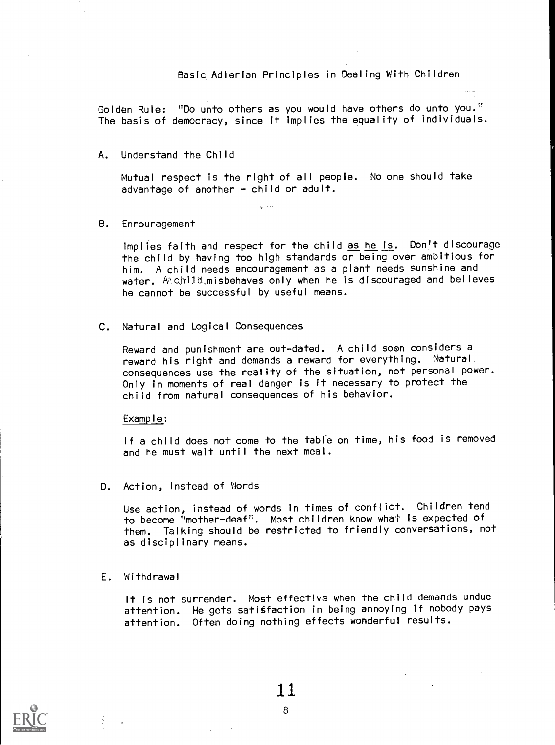# Basic Adlerian Principles in Dealing With Children

Golden Rule: "Do unto others as you would have others do unto you." The basis of democracy, since it implies the equality of individuals.

A. Understand the Child

Mutual respect is the right of all people. No one should take advantage of another - child or adult.

B. Enrouragement

Implies faith and respect for the child <u>as he is</u>. Don't discourage the child by having too high standards or being over ambitious for him. A child needs encouragement as a plant needs sunshine and water. A child misbehaves only when he is discouraged and believes he cannot be successful by useful means.

C. Natural and Logical Consequences

Reward and punishment are out-dated. A child soon considers a reward his right and demands a reward for everything. Natural consequences use the reality of the situation, not personal power. Only in moments of real danger is it necessary to protect the child from natural consequences of his behavior.

<u>Example</u>:

If a child does not come to the table on time, his food is removed and he must wait until the next meal.

D. Action, Instead of Words

Use action, instead of words in times of conflict. Children tend to become "mother-deaf". Most children know what is expected of them. Talking should be restricted to friendly conversations, not as disciplinary means.

E. Withdrawal

It is not surrender. Most effective when the child demands undue attention. He gets satisfaction in being annoying if nobody pays attention. Often doing nothing effects wonderful results.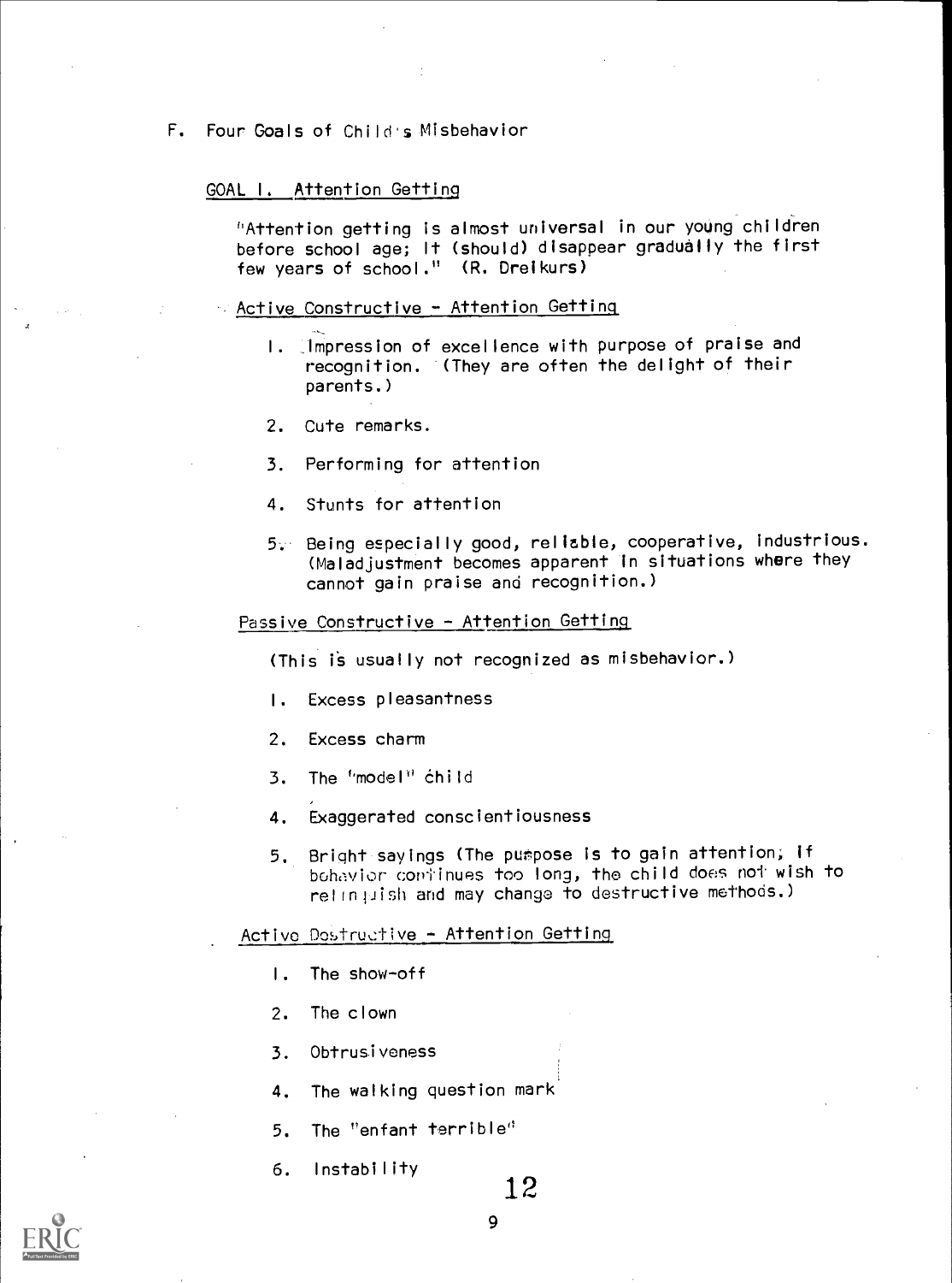F. Four Goals of Child's Misbehavior

GOAL I. Attention Getting

"Attention getting is almost universal in our young children before school age; it (should) disappear gradually the first few years of school." (R. Dreikurs)

Active Constructive - Attention Getting

1. Impression of excellence with purpose of praise and recognition. (They are often the delight of their parents.)
2. Cute remarks.
3. Performing for attention
4. Stunts for attention
5. Being especially good, reliable, cooperative, industrious. (Maladjustment becomes apparent in situations where they cannot gain praise and recognition.)

Passive Constructive - Attention Getting

(This is usually not recognized as misbehavior.)

1. Excess pleasantness
2. Excess charm
3. The "model" child
4. Exaggerated conscientiousness
5. Bright sayings (The purpose is to gain attention; if behavior continues too long, the child does not wish to relinquish and may change to destructive methods.)

Active Destructive - Attention Getting

1. The show-off
2. The clown
3. Obtrusiveness
4. The walking question mark
5. The "enfant terrible"
6. Instability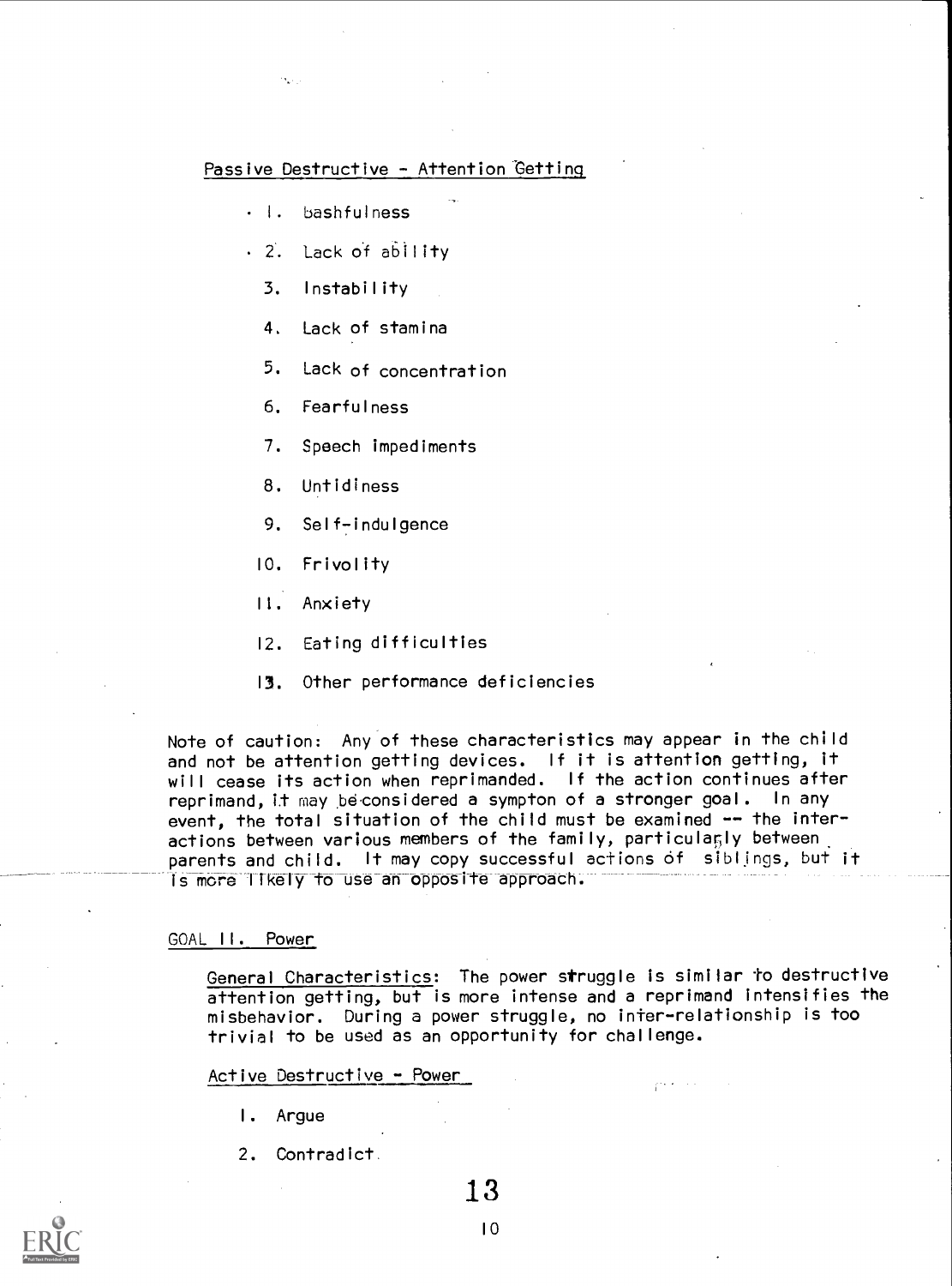Passive Destructive - Attention Getting

1. bashfulness
2. Lack of ability
3. Instability
4. Lack of stamina
5. Lack of concentration
6. Fearfulness
7. Speech impediments
8. Untidiness
9. Self-indulgence
10. Frivolity
11. Anxiety
12. Eating difficulties
13. Other performance deficiencies

Note of caution: Any of these characteristics may appear in the child and not be attention getting devices. If it is attention getting, it will cease its action when reprimanded. If the action continues after reprimand, it may be considered a sympton of a stronger goal. In any event, the total situation of the child must be examined -- the interactions between various members of the family, particularly between parents and child. It may copy successful actions of siblings, but it is more likely to use an opposite approach.

## GOAL II. Power

General Characteristics: The power struggle is similar to destructive attention getting, but is more intense and a reprimand intensifies the misbehavior. During a power struggle, no inter-relationship is too trivial to be used as an opportunity for challenge.

Active Destructive - Power

1. Argue
2. Contradict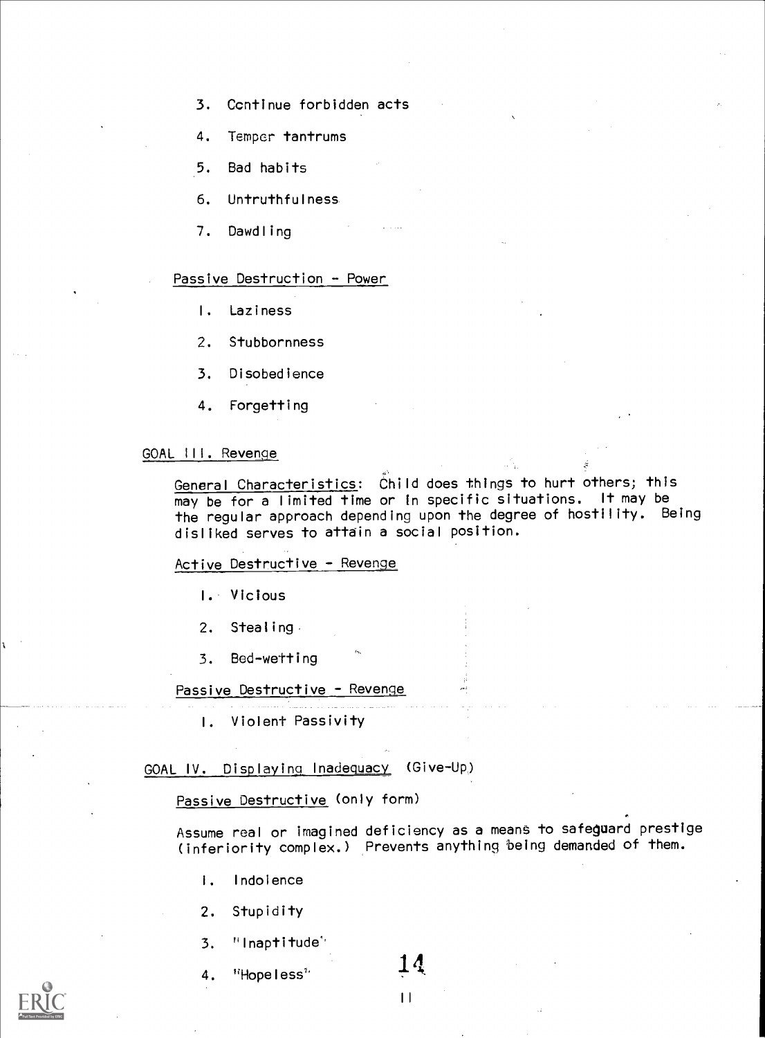3. Continue forbidden acts

4. Temper tantrums

5. Bad habits

6. Untruthfulness

7. Dawdling

Passive Destruction - Power

1. Laziness

2. Stubbornness

3. Disobedience

4. Forgetting

## GOAL III. Revenge

General Characteristics: Child does things to hurt others; this may be for a limited time or in specific situations. It may be the regular approach depending upon the degree of hostility. Being disliked serves to attain a social position.

Active Destructive - Revenge

1. Vicious

2. Stealing

3. Bed-wetting

Passive Destructive - Revenge

1. Violent Passivity

## GOAL IV. Displaying Inadequacy (Give-Up)

Passive Destructive (only form)

Assume real or imagined deficiency as a means to safeguard prestige (inferiority complex.) Prevents anything being demanded of them.

1. Indolence

2. Stupidity

3. "Inaptitude"

4. "Hopeless"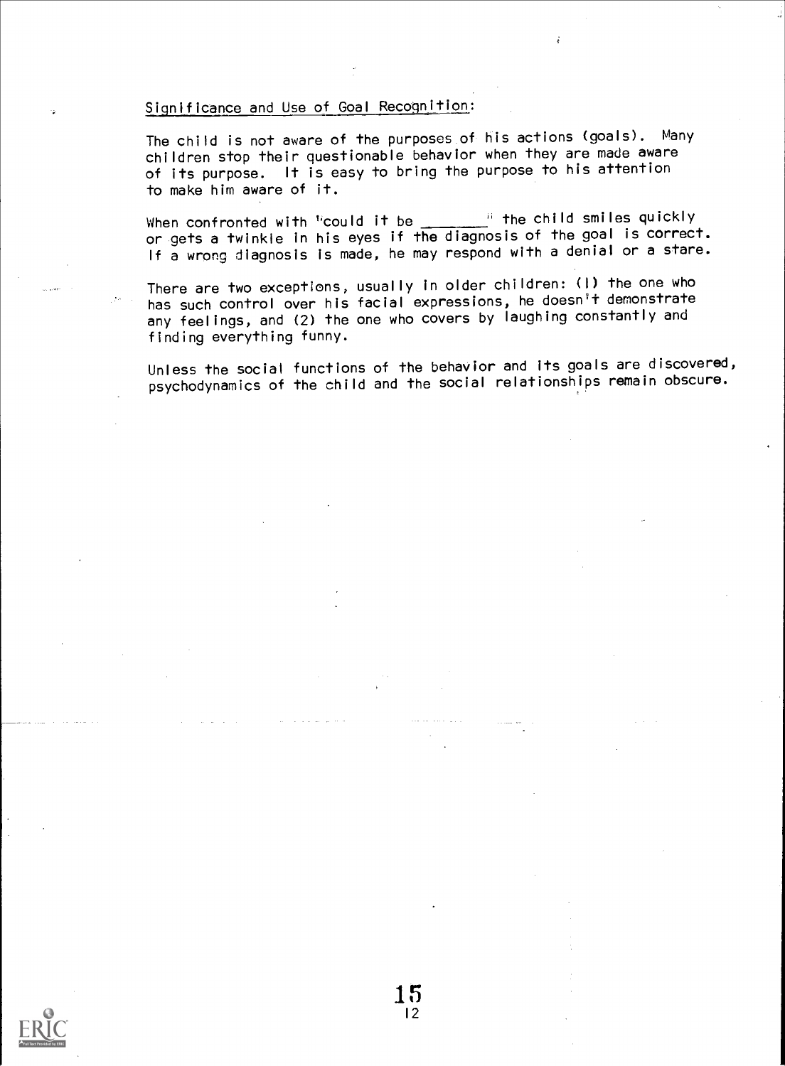## Significance and Use of Goal Recognition:

The child is not aware of the purposes of his actions (goals). Many children stop their questionable behavior when they are made aware of its purpose. It is easy to bring the purpose to his attention to make him aware of it.

When confronted with "could it be _______" the child smiles quickly or gets a twinkle in his eyes if the diagnosis of the goal is correct. If a wrong diagnosis is made, he may respond with a denial or a stare.

There are two exceptions, usually in older children: (1) the one who has such control over his facial expressions, he doesn't demonstrate any feelings, and (2) the one who covers by laughing constantly and finding everything funny.

Unless the social functions of the behavior and its goals are discovered, psychodynamics of the child and the social relationships remain obscure.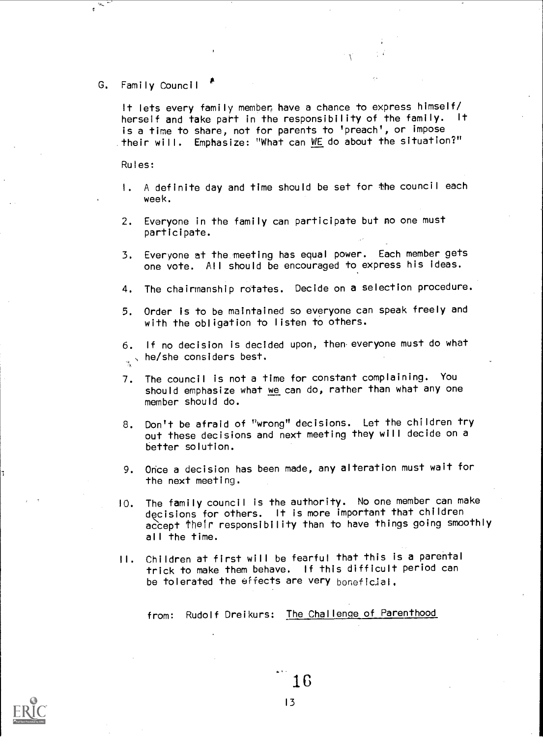## G. Family Council

It lets every family member have a chance to express himself/herself and take part in the responsibility of the family. It is a time to share, not for parents to 'preach', or impose their will. Emphasize: "What can WE do about the situation?"

Rules:

1. A definite day and time should be set for the council each week.
2. Everyone in the family can participate but no one must participate.
3. Everyone at the meeting has equal power. Each member gets one vote. All should be encouraged to express his ideas.
4. The chairmanship rotates. Decide on a selection procedure.
5. Order is to be maintained so everyone can speak freely and with the obligation to listen to others.
6. If no decision is decided upon, then everyone must do what he/she considers best.
7. The council is not a time for constant complaining. You should emphasize what *we* can do, rather than what any one member should do.
8. Don't be afraid of "wrong" decisions. Let the children try out these decisions and next meeting they will decide on a better solution.
9. Once a decision has been made, any alteration must wait for the next meeting.
10. The family council is the authority. No one member can make decisions for others. It is more important that children accept their responsibility than to have things going smoothly all the time.
11. Children at first will be fearful that this is a parental trick to make them behave. If this difficult period can be tolerated the effects are very beneficial.

from: Rudolf Dreikurs: The Challenge of Parenthood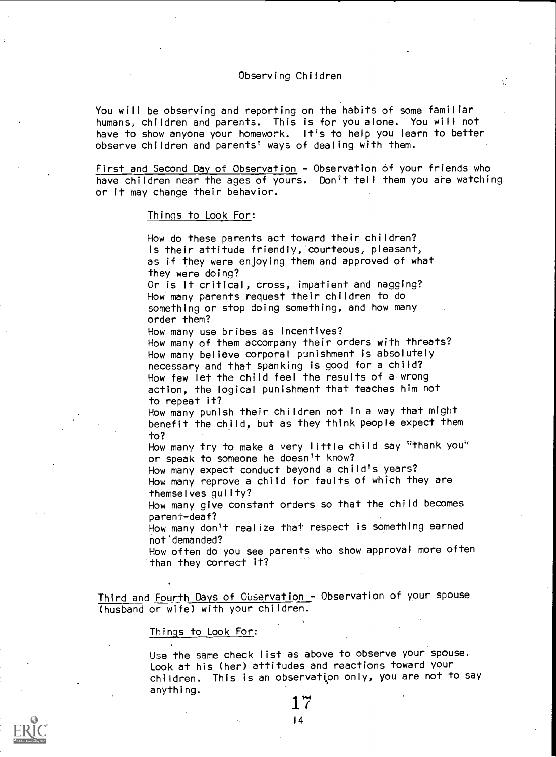# Observing Children

You will be observing and reporting on the habits of some familiar humans, children and parents. This is for you alone. You will not have to show anyone your homework. It's to help you learn to better observe children and parents' ways of dealing with them.

First and Second Day of Observation - Observation of your friends who have children near the ages of yours. Don't tell them you are watching or it may change their behavior.

Things to Look For:

How do these parents act toward their children? Is their attitude friendly, courteous, pleasant, as if they were enjoying them and approved of what they were doing?
Or is it critical, cross, impatient and nagging?
How many parents request their children to do something or stop doing something, and how many order them?
How many use bribes as incentives?
How many of them accompany their orders with threats?
How many believe corporal punishment is absolutely necessary and that spanking is good for a child?
How few let the child feel the results of a wrong action, the logical punishment that teaches him not to repeat it?
How many punish their children not in a way that might benefit the child, but as they think people expect them to?
How many try to make a very little child say "thank you" or speak to someone he doesn't know?
How many expect conduct beyond a child's years?
How many reprove a child for faults of which they are themselves guilty?
How many give constant orders so that the child becomes parent-deaf?
How many don't realize that respect is something earned not demanded?
How often do you see parents who show approval more often than they correct it?

Third and Fourth Days of Observation - Observation of your spouse (husband or wife) with your children.

Things to Look For:

Use the same check list as above to observe your spouse. Look at his (her) attitudes and reactions toward your children. This is an observation only, you are not to say anything.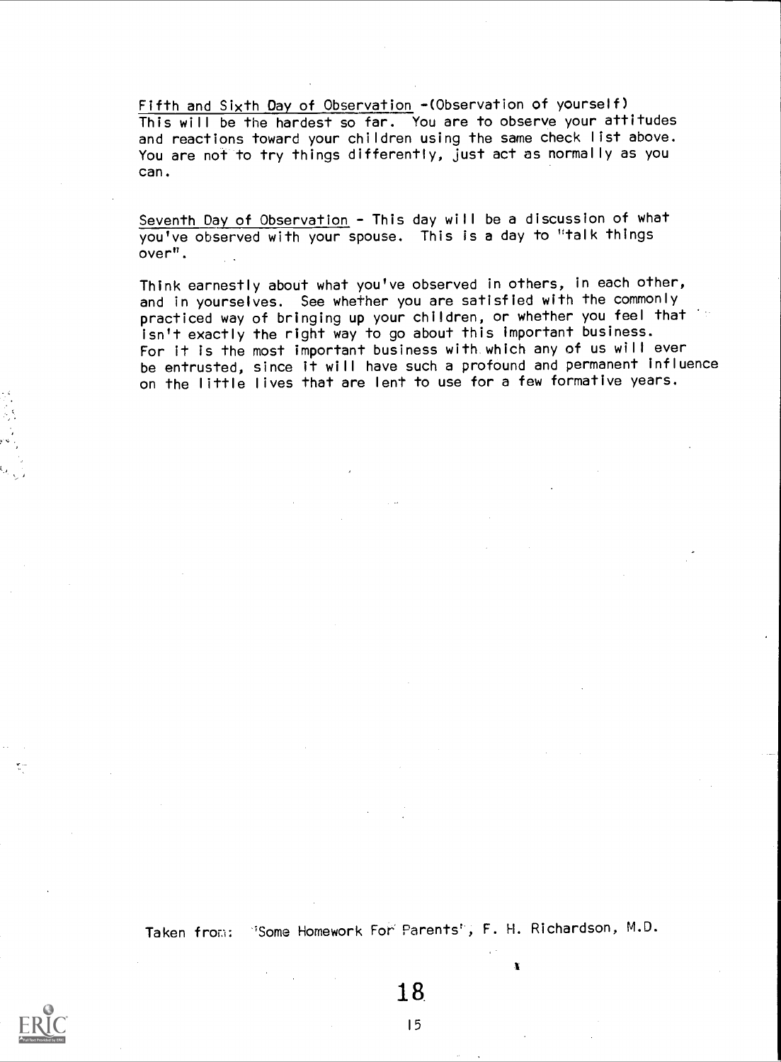<u>Fifth and Sixth Day of Observation</u> -(Observation of yourself) This will be the hardest so far. You are to observe your attitudes and reactions toward your children using the same check list above. You are not to try things differently, just act as normally as you can.

<u>Seventh Day of Observation</u> - This day will be a discussion of what you've observed with your spouse. This is a day to "talk things over".

Think earnestly about what you've observed in others, in each other, and in yourselves. See whether you are satisfied with the commonly practiced way of bringing up your children, or whether you feel that isn't exactly the right way to go about this important business. For it is the most important business with which any of us will ever be entrusted, since it will have such a profound and permanent influence on the little lives that are lent to use for a few formative years.

Taken from: "Some Homework For Parents", F. H. Richardson, M.D.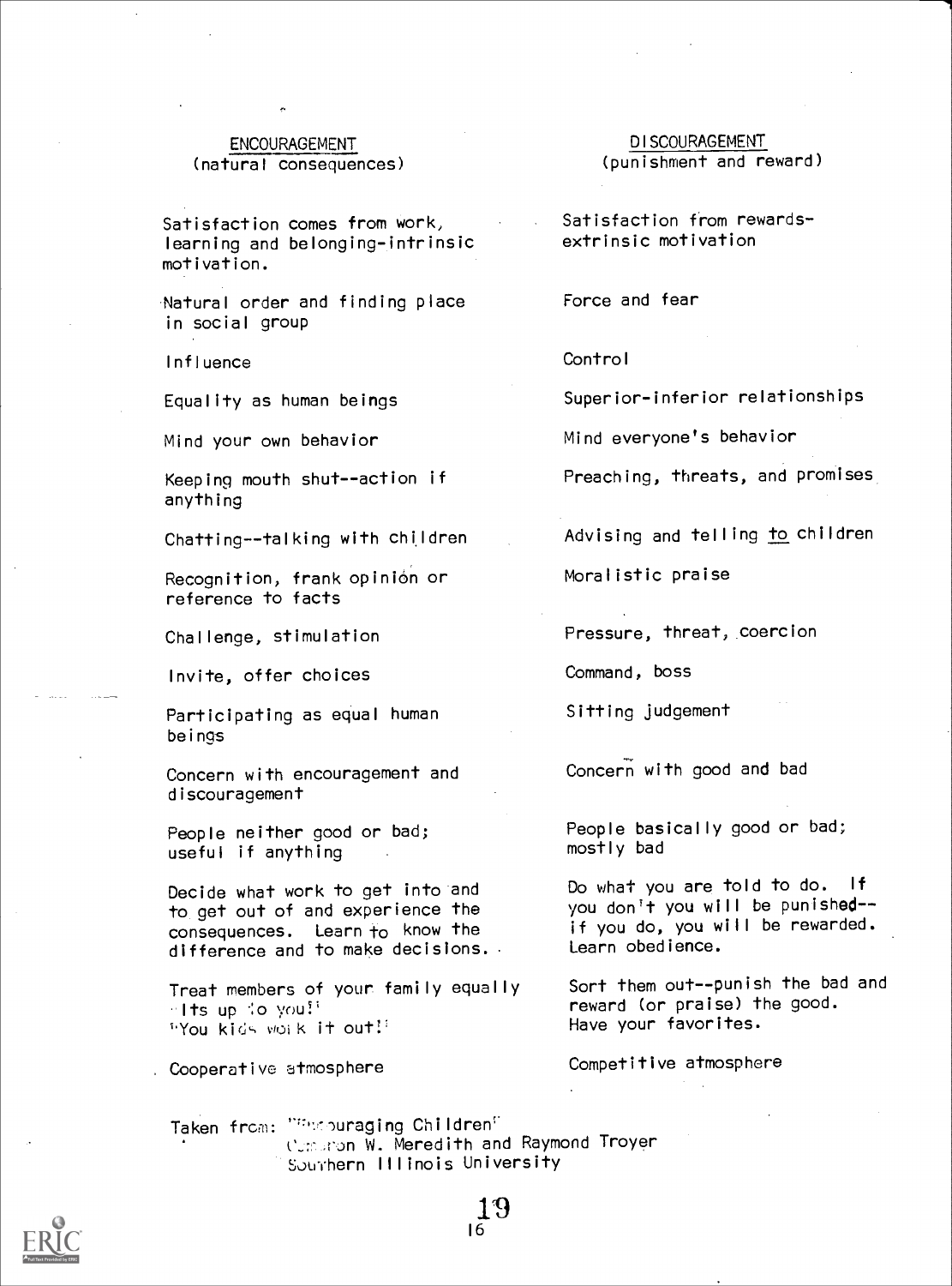| ENCOURAGEMENT (natural consequences) | DISCOURAGEMENT (punishment and reward) |
|---|---|
| Satisfaction comes from work, learning and belonging-intrinsic motivation. | Satisfaction from rewards-extrinsic motivation |
| Natural order and finding place in social group | Force and fear |
| Influence | Control |
| Equality as human beings | Superior-inferior relationships |
| Mind your own behavior | Mind everyone's behavior |
| Keeping mouth shut--action if anything | Preaching, threats, and promises |
| Chatting--talking with children | Advising and telling <u>to</u> children |
| Recognition, frank opinion or reference to facts | Moralistic praise |
| Challenge, stimulation | Pressure, threat, coercion |
| Invite, offer choices | Command, boss |
| Participating as equal human beings | Sitting judgement |
| Concern with encouragement and discouragement | Concern with good and bad |
| People neither good or bad; useful if anything | People basically good or bad; mostly bad |
| Decide what work to get into and to get out of and experience the consequences. Learn to know the difference and to make decisions. | Do what you are told to do. If you don't you will be punished--if you do, you will be rewarded. Learn obedience. |
| Treat members of your family equally "Its up to you!" "You kids work it out!" | Sort them out--punish the bad and reward (or praise) the good. Have your favorites. |
| Cooperative atmosphere | Competitive atmosphere |

Taken from: "Encouraging Children"
Cameron W. Meredith and Raymond Troyer
Southern Illinois University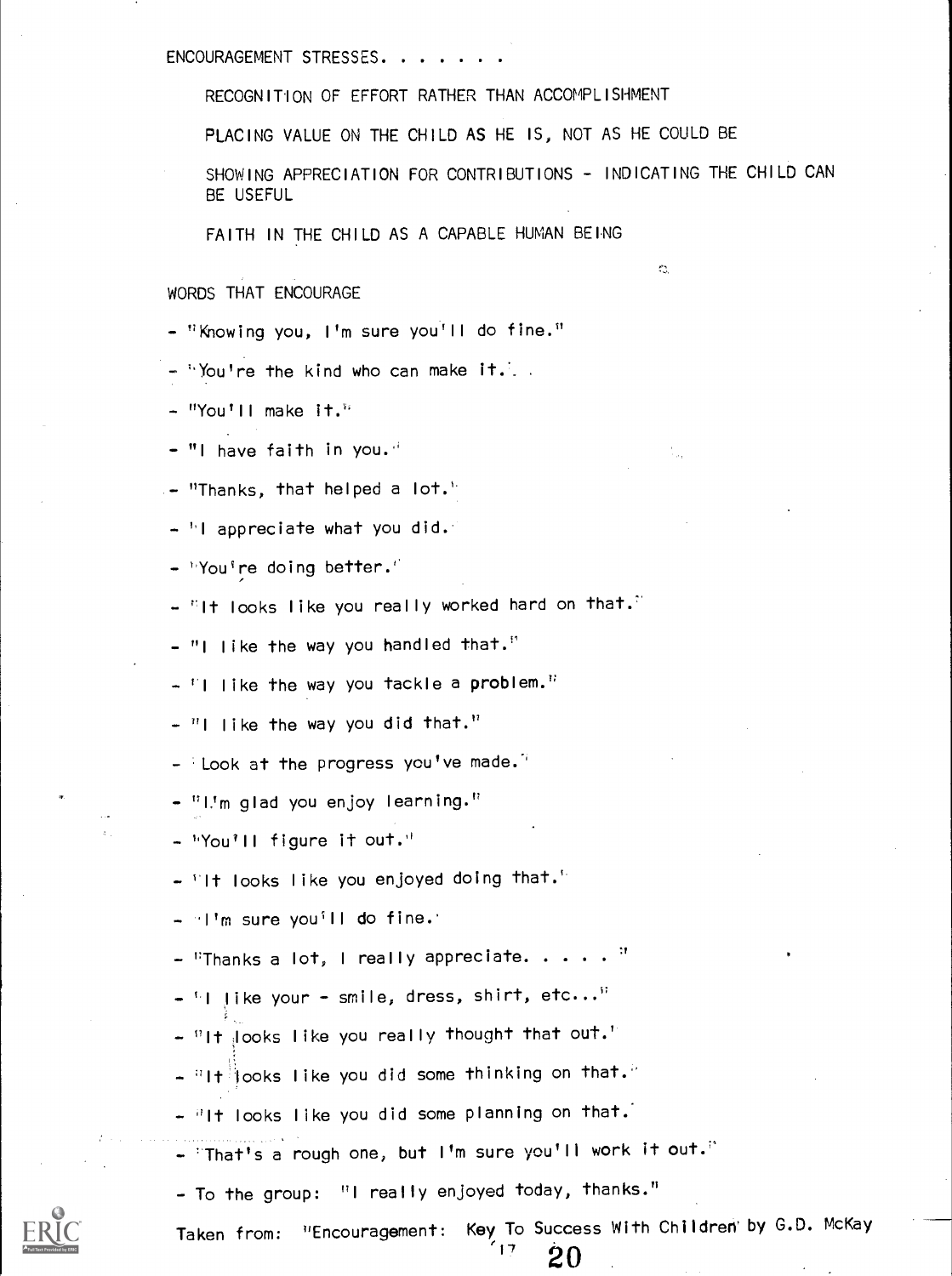ENCOURAGEMENT STRESSES. . . . . . .

RECOGNITION OF EFFORT RATHER THAN ACCOMPLISHMENT

PLACING VALUE ON THE CHILD AS HE IS, NOT AS HE COULD BE

SHOWING APPRECIATION FOR CONTRIBUTIONS - INDICATING THE CHILD CAN BE USEFUL

FAITH IN THE CHILD AS A CAPABLE HUMAN BEING

WORDS THAT ENCOURAGE

- "Knowing you, I'm sure you'll do fine."
- "You're the kind who can make it."
- "You'll make it."
- "I have faith in you."
- "Thanks, that helped a lot."
- "I appreciate what you did."
- "You're doing better."
- "It looks like you really worked hard on that."
- "I like the way you handled that."
- "I like the way you tackle a problem."
- "I like the way you did that."
- "Look at the progress you've made."
- "I'm glad you enjoy learning."
- "You'll figure it out."
- "It looks like you enjoyed doing that."
- "I'm sure you'll do fine."
- "Thanks a lot, I really appreciate. . . . ."
- "I like your - smile, dress, shirt, etc..."
- "It looks like you really thought that out."
- "It looks like you did some thinking on that."
- "It looks like you did some planning on that."
- "That's a rough one, but I'm sure you'll work it out."
- To the group: "I really enjoyed today, thanks."

Taken from: "Encouragement: Key To Success With Children" by G.D. McKay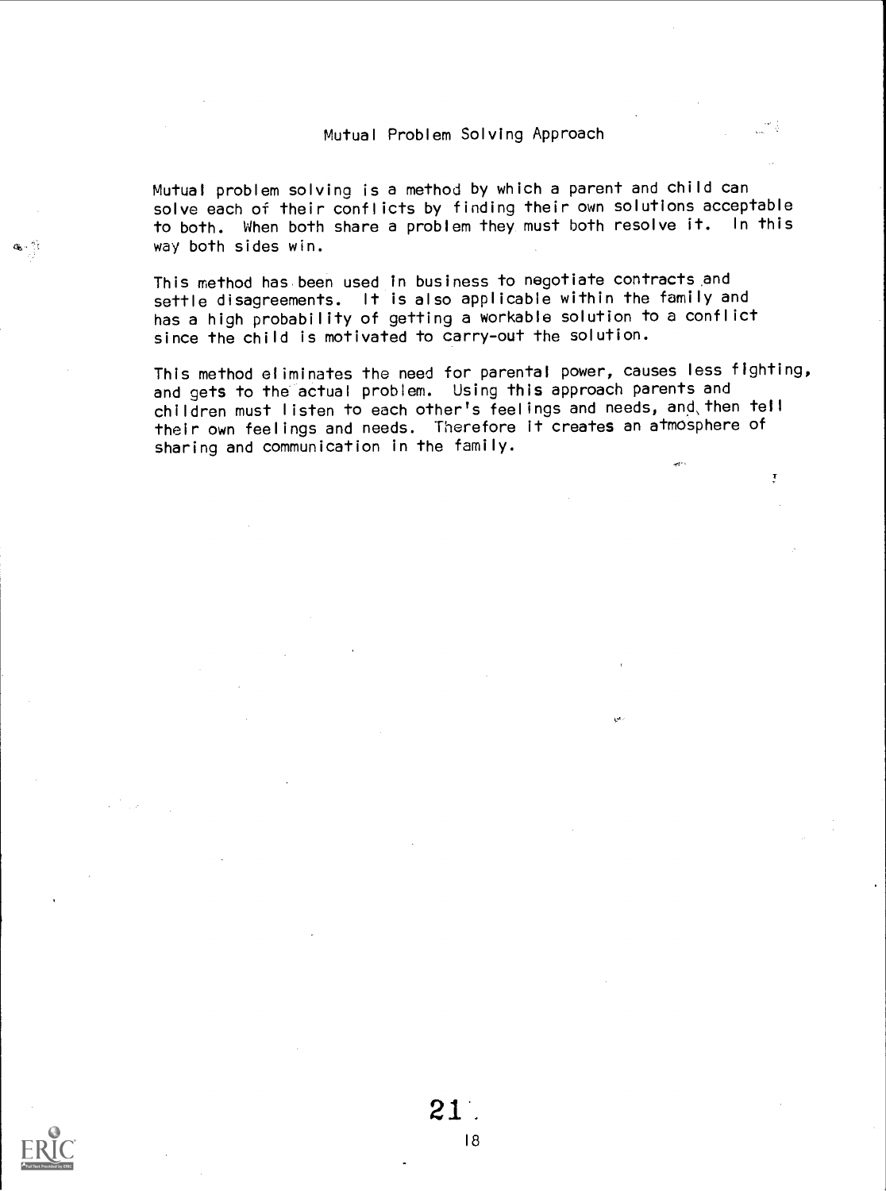## Mutual Problem Solving Approach

Mutual problem solving is a method by which a parent and child can solve each of their conflicts by finding their own solutions acceptable to both. When both share a problem they must both resolve it. In this way both sides win.

This method has been used in business to negotiate contracts and settle disagreements. It is also applicable within the family and has a high probability of getting a workable solution to a conflict since the child is motivated to carry-out the solution.

This method eliminates the need for parental power, causes less fighting, and gets to the actual problem. Using this approach parents and children must listen to each other's feelings and needs, and then tell their own feelings and needs. Therefore it creates an atmosphere of sharing and communication in the family.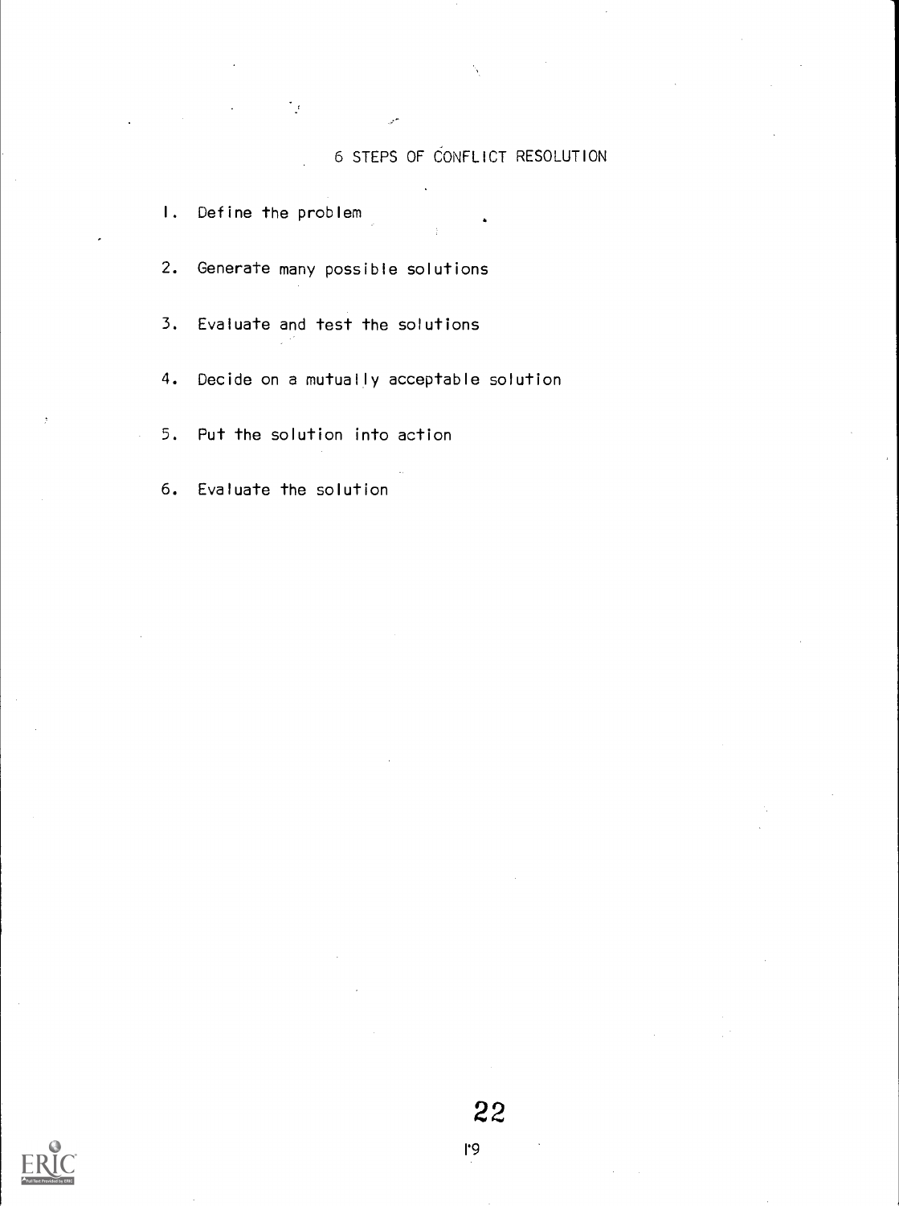# 6 STEPS OF CONFLICT RESOLUTION

1. Define the problem

2. Generate many possible solutions

3. Evaluate and test the solutions

4. Decide on a mutually acceptable solution

5. Put the solution into action

6. Evaluate the solution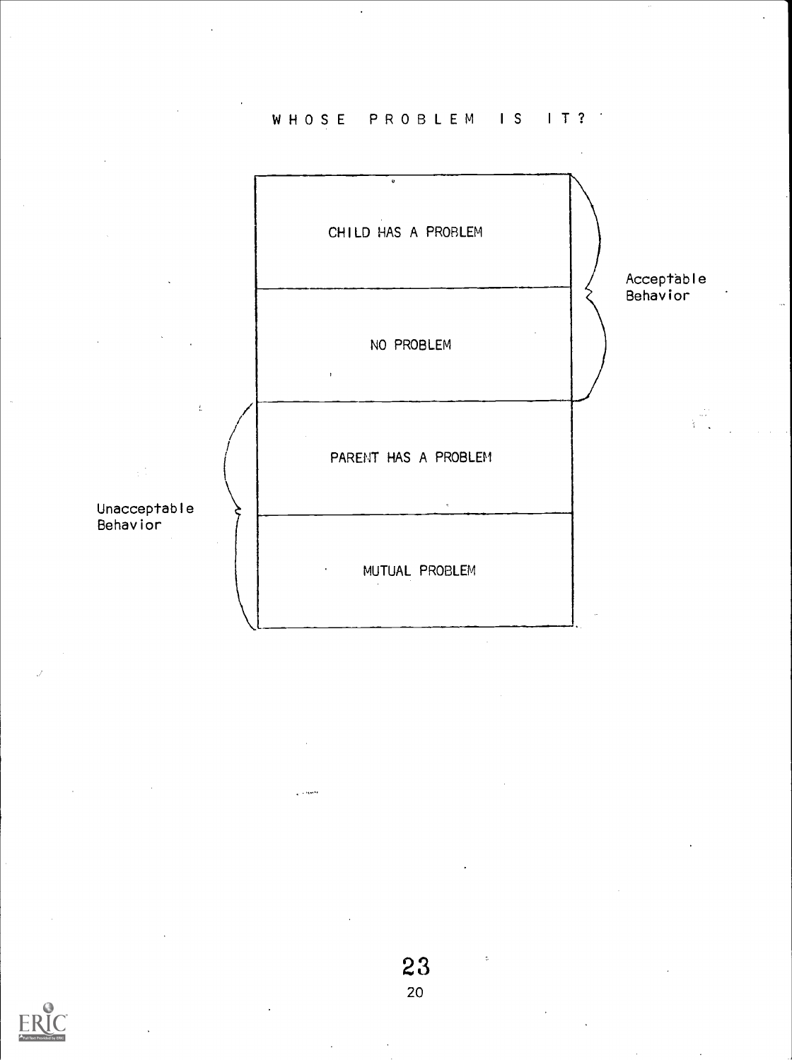# WHOSE PROBLEM IS IT?

| | | |
|---|---|---|
| | CHILD HAS A PROBLEM | Acceptable Behavior |
| | NO PROBLEM | |
| Unacceptable Behavior | PARENT HAS A PROBLEM | |
| | MUTUAL PROBLEM | |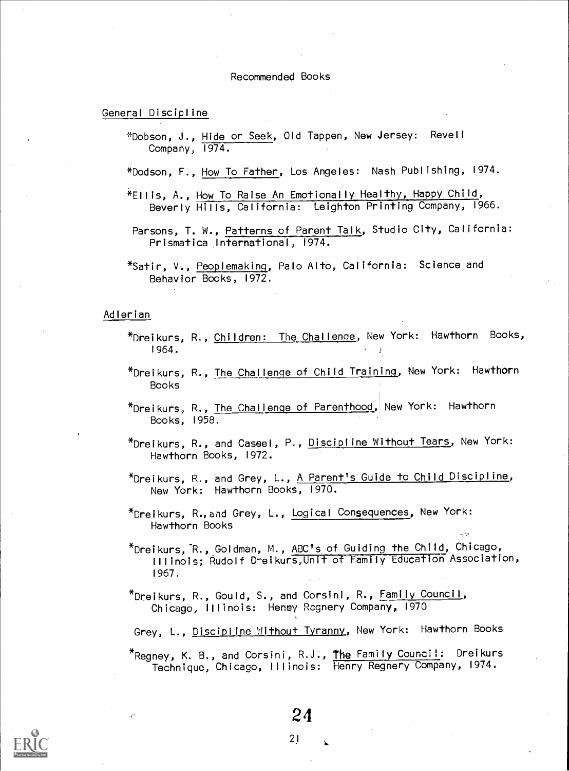# Recommended Books

## General Discipline

*Dobson, J., Hide or Seek, Old Tappen, New Jersey: Revell Company, 1974.

*Dodson, F., How To Father, Los Angeles: Nash Publishing, 1974.

*Ellis, A., How To Raise An Emotionally Healthy, Happy Child, Beverly Hills, California: Leighton Printing Company, 1966.

Parsons, T. W., Patterns of Parent Talk, Studio City, California: Prismatica International, 1974.

*Satir, V., Peoplemaking, Palo Alto, California: Science and Behavior Books, 1972.

## Adlerian

*Dreikurs, R., Children: The Challenge, New York: Hawthorn Books, 1964.

*Dreikurs, R., The Challenge of Child Training, New York: Hawthorn Books

*Dreikurs, R., The Challenge of Parenthood, New York: Hawthorn Books, 1958.

*Dreikurs, R., and Caseel, P., Discipline Without Tears, New York: Hawthorn Books, 1972.

*Dreikurs, R., and Grey, L., A Parent's Guide to Child Discipline, New York: Hawthorn Books, 1970.

*Dreikurs, R., and Grey, L., Logical Consequences, New York: Hawthorn Books

*Dreikurs, R., Goldman, M., ABC's of Guiding the Child, Chicago, Illinois; Rudolf Dreikurs Unit of Family Education Association, 1967.

*Dreikurs, R., Gould, S., and Corsini, R., Family Council, Chicago, Illinois: Henry Regnery Company, 1970

Grey, L., Discipline Without Tyranny, New York: Hawthorn Books

*Regney, K. B., and Corsini, R.J., The Family Council: Dreikurs Technique, Chicago, Illinois: Henry Regnery Company, 1974.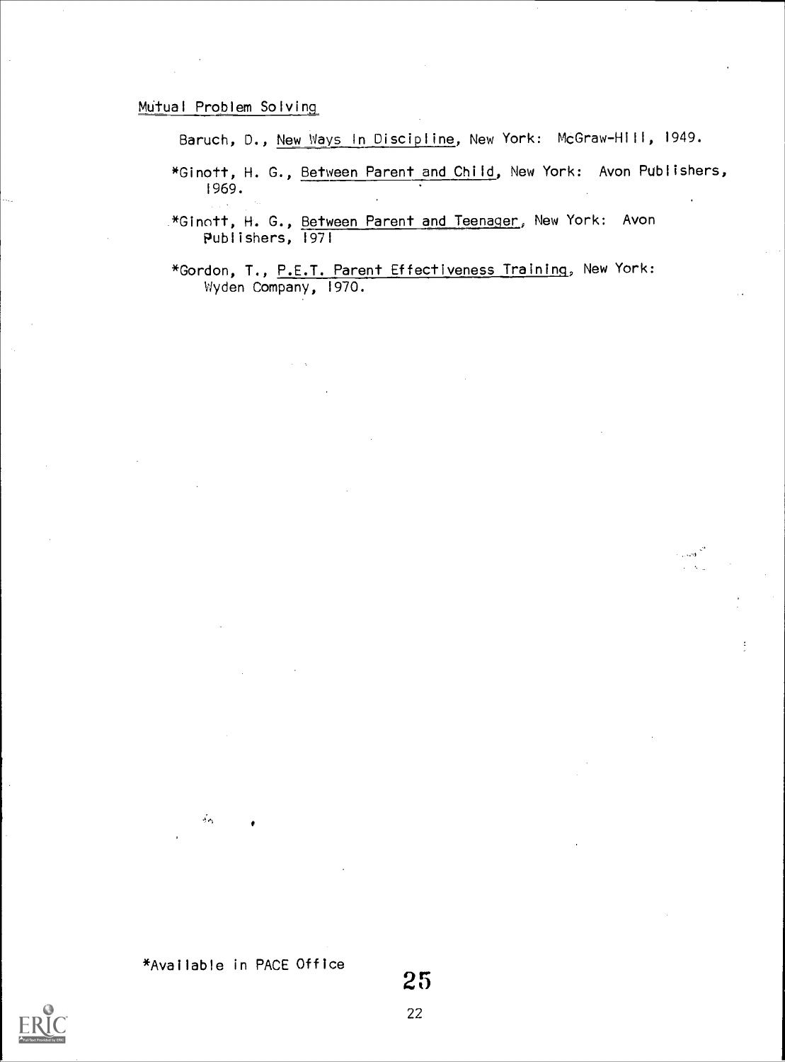Mutual Problem Solving

Baruch, D., New Ways In Discipline, New York: McGraw-Hill, 1949.

*Ginott, H. G., Between Parent and Child, New York: Avon Publishers, 1969.

*Ginott, H. G., Between Parent and Teenager, New York: Avon Publishers, 1971

*Gordon, T., P.E.T. Parent Effectiveness Training, New York: Wyden Company, 1970.

*Available in PACE Office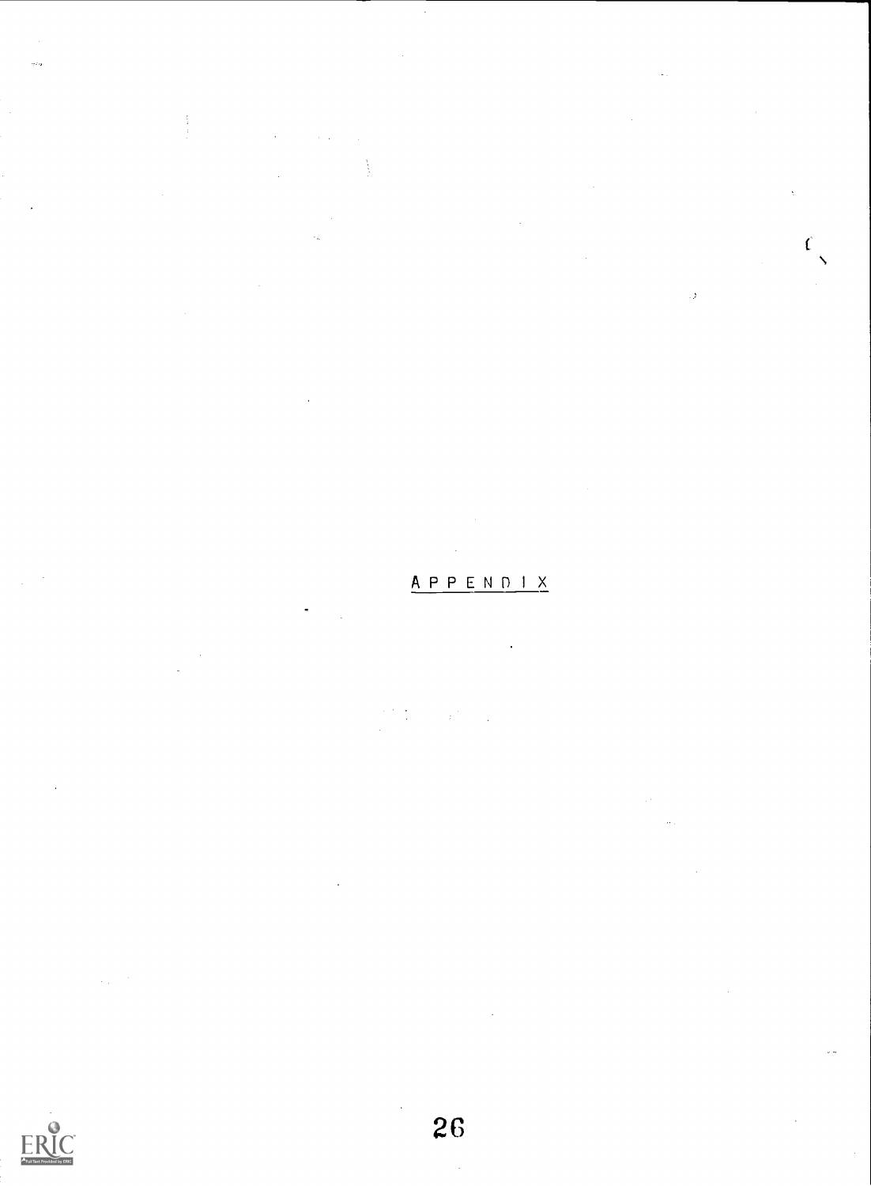# APPENDIX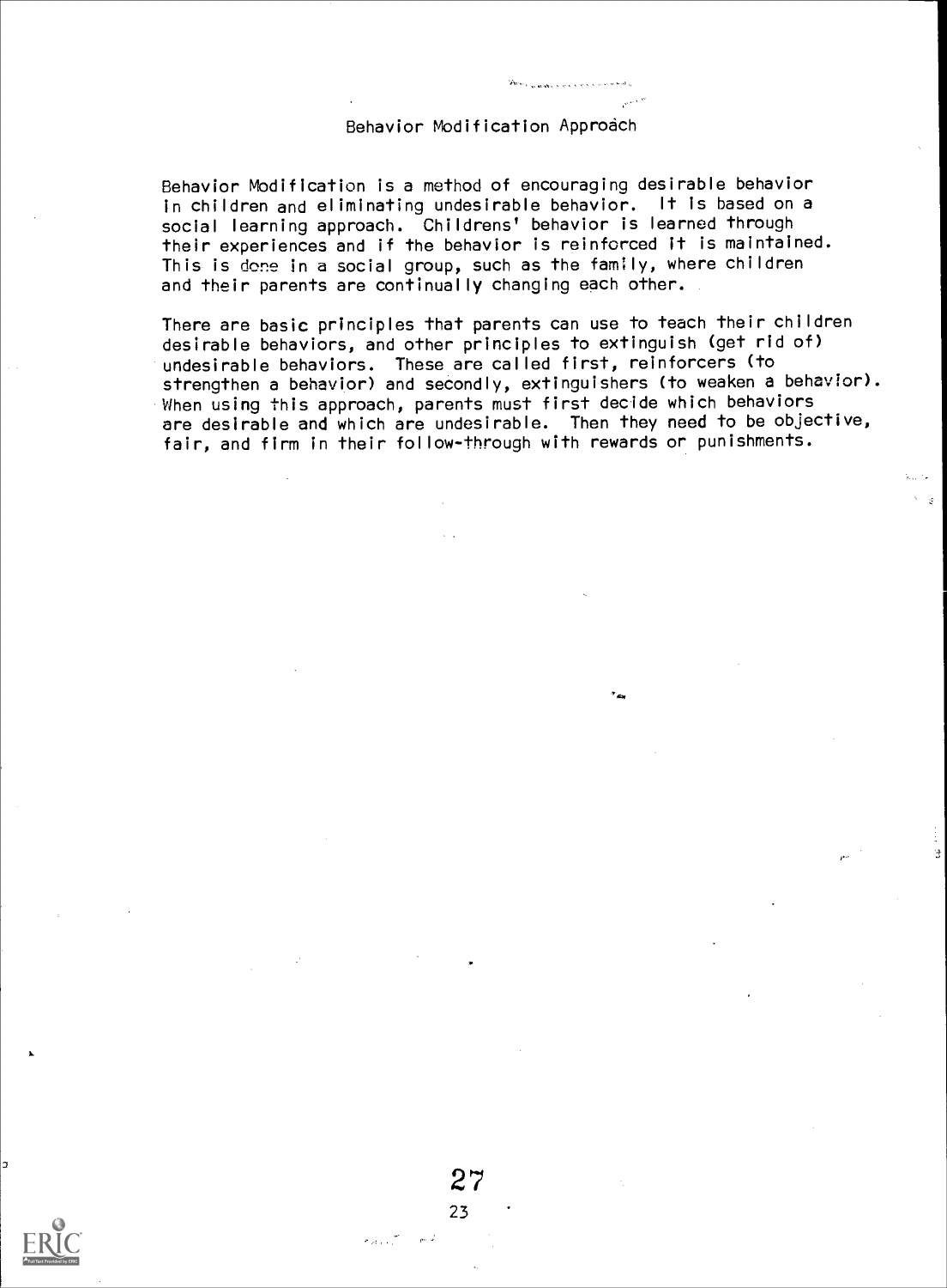## Behavior Modification Approach

Behavior Modification is a method of encouraging desirable behavior in children and eliminating undesirable behavior. It is based on a social learning approach. Childrens' behavior is learned through their experiences and if the behavior is reinforced it is maintained. This is done in a social group, such as the family, where children and their parents are continually changing each other.

There are basic principles that parents can use to teach their children desirable behaviors, and other principles to extinguish (get rid of) undesirable behaviors. These are called first, reinforcers (to strengthen a behavior) and secondly, extinguishers (to weaken a behavior). When using this approach, parents must first decide which behaviors are desirable and which are undesirable. Then they need to be objective, fair, and firm in their follow-through with rewards or punishments.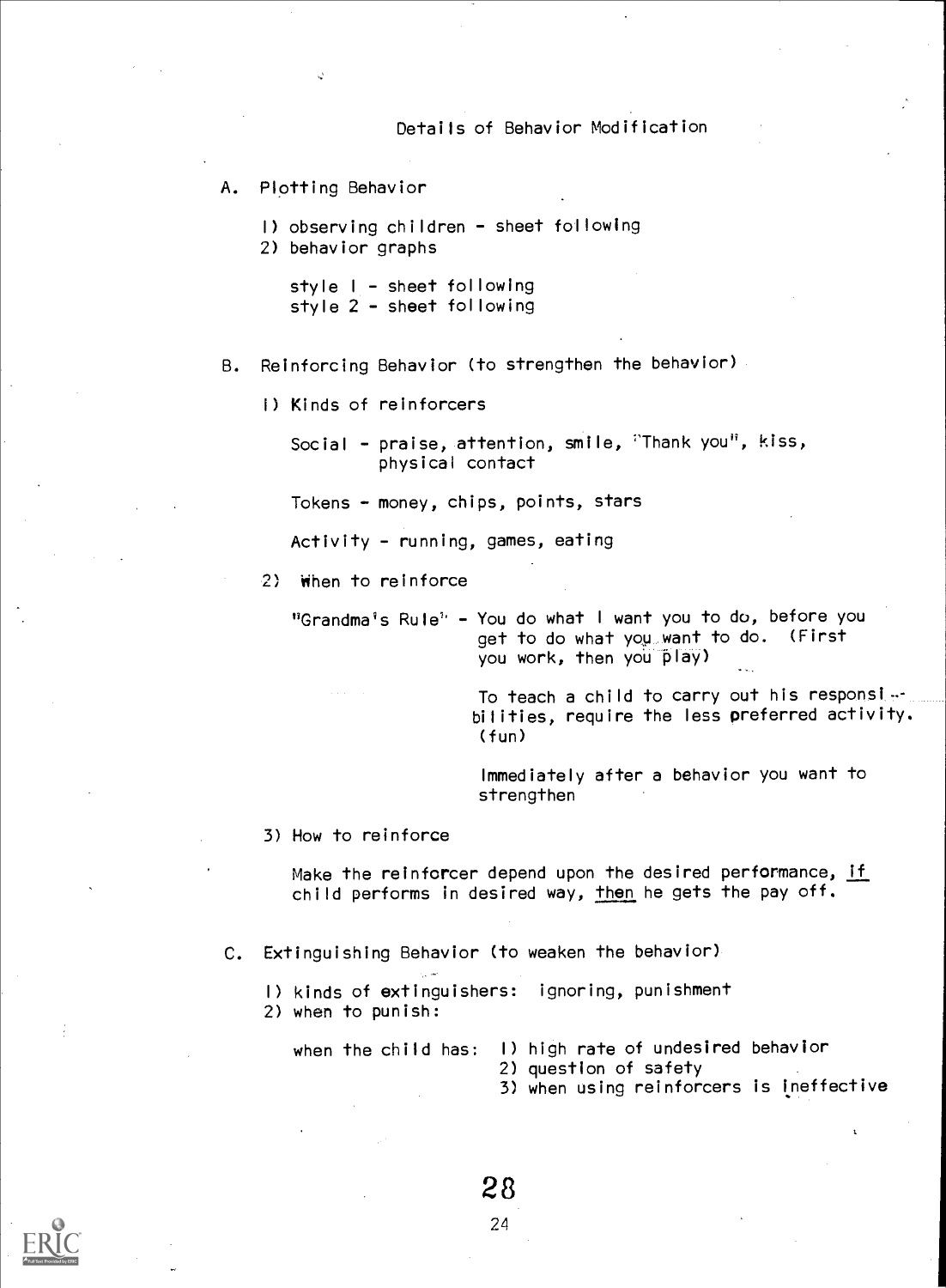# Details of Behavior Modification

A. Plotting Behavior

1) observing children - sheet following
2) behavior graphs

   style 1 - sheet following
   style 2 - sheet following

B. Reinforcing Behavior (to strengthen the behavior)

1) Kinds of reinforcers

   Social - praise, attention, smile, "Thank you", kiss, physical contact

   Tokens - money, chips, points, stars

   Activity - running, games, eating

2) When to reinforce

   "Grandma's Rule" - You do what I want you to do, before you get to do what you want to do. (First you work, then you play)

   To teach a child to carry out his responsibilities, require the less preferred activity. (fun)

   Immediately after a behavior you want to strengthen

3) How to reinforce

   Make the reinforcer depend upon the desired performance, <u>if</u> child performs in desired way, <u>then</u> he gets the pay off.

C. Extinguishing Behavior (to weaken the behavior)

1) kinds of extinguishers: ignoring, punishment
2) when to punish:

   when the child has:
   1) high rate of undesired behavior
   2) question of safety
   3) when using reinforcers is ineffective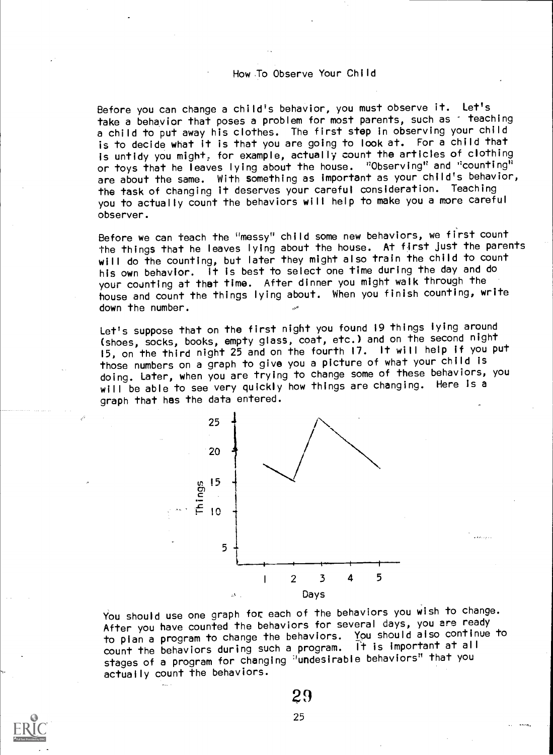## How To Observe Your Child

Before you can change a child's behavior, you must observe it. Let's take a behavior that poses a problem for most parents, such as teaching a child to put away his clothes. The first step in observing your child is to decide what it is that you are going to look at. For a child that is untidy you might, for example, actually count the articles of clothing or toys that he leaves lying about the house. "Observing" and "counting" are about the same. With something as important as your child's behavior, the task of changing it deserves your careful consideration. Teaching you to actually count the behaviors will help to make you a more careful observer.

Before we can teach the "messy" child some new behaviors, we first count the things that he leaves lying about the house. At first just the parents will do the counting, but later they might also train the child to count his own behavior. It is best to select one time during the day and do your counting at that time. After dinner you might walk through the house and count the things lying about. When you finish counting, write down the number.

Let's suppose that on the first night you found 19 things lying around (shoes, socks, books, empty glass, coat, etc.) and on the second night 15, on the third night 25 and on the fourth 17. It will help if you put those numbers on a graph to give you a picture of what your child is doing. Later, when you are trying to change some of these behaviors, you will be able to see very quickly how things are changing. Here is a graph that has the data entered.

You should use one graph for each of the behaviors you wish to change. After you have counted the behaviors for several days, you are ready to plan a program to change the behaviors. You should also continue to count the behaviors during such a program. It is important at all stages of a program for changing "undesirable behaviors" that you actually count the behaviors.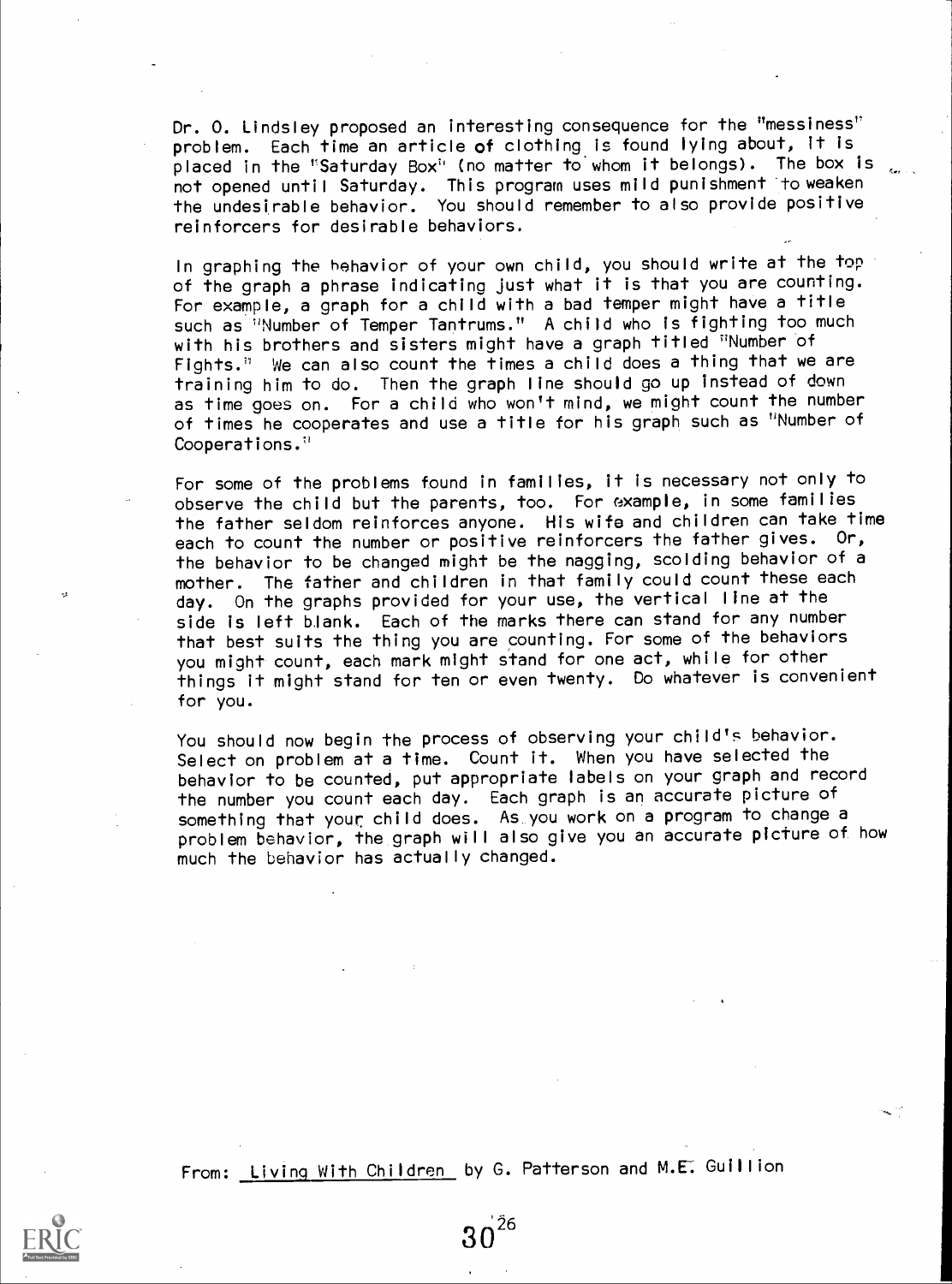Dr. O. Lindsley proposed an interesting consequence for the "messiness" problem. Each time an article of clothing is found lying about, it is placed in the "Saturday Box" (no matter to whom it belongs). The box is not opened until Saturday. This program uses mild punishment to weaken the undesirable behavior. You should remember to also provide positive reinforcers for desirable behaviors.

In graphing the behavior of your own child, you should write at the top of the graph a phrase indicating just what it is that you are counting. For example, a graph for a child with a bad temper might have a title such as "Number of Temper Tantrums." A child who is fighting too much with his brothers and sisters might have a graph titled "Number of Fights." We can also count the times a child does a thing that we are training him to do. Then the graph line should go up instead of down as time goes on. For a child who won't mind, we might count the number of times he cooperates and use a title for his graph such as "Number of Cooperations."

For some of the problems found in families, it is necessary not only to observe the child but the parents, too. For example, in some families the father seldom reinforces anyone. His wife and children can take time each to count the number or positive reinforcers the father gives. Or, the behavior to be changed might be the nagging, scolding behavior of a mother. The father and children in that family could count these each day. On the graphs provided for your use, the vertical line at the side is left blank. Each of the marks there can stand for any number that best suits the thing you are counting. For some of the behaviors you might count, each mark might stand for one act, while for other things it might stand for ten or even twenty. Do whatever is convenient for you.

You should now begin the process of observing your child's behavior. Select on problem at a time. Count it. When you have selected the behavior to be counted, put appropriate labels on your graph and record the number you count each day. Each graph is an accurate picture of something that your child does. As you work on a program to change a problem behavior, the graph will also give you an accurate picture of how much the behavior has actually changed.

From: Living With Children by G. Patterson and M.E. Guillion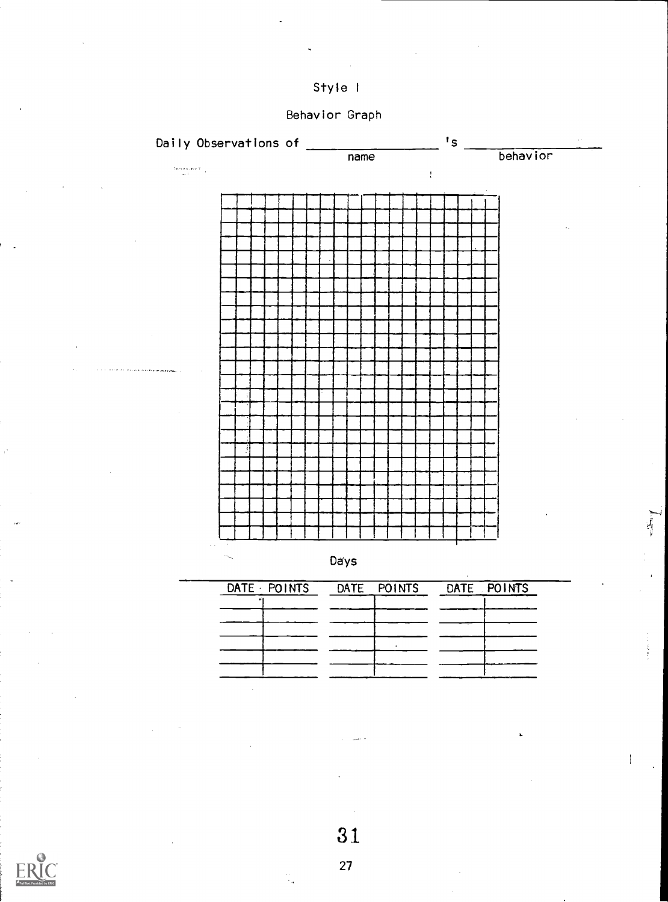Style I

Behavior Graph

Daily Observations of ________________ 's ________________
name behavior

Days

| DATE | POINTS | DATE | POINTS | DATE | POINTS |
|---|---|---|---|---|---|
| | | | | | |
| | | | | | |
| | | | | | |
| | | | | | |
| | | | | | |
| | | | | | |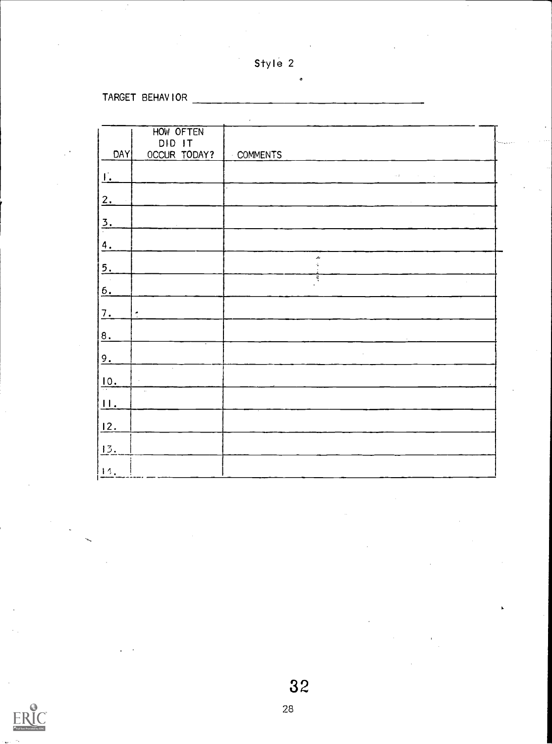Style 2

TARGET BEHAVIOR ________________________________

| DAY | HOW OFTEN DID IT OCCUR TODAY? | COMMENTS |
|---|---|---|
| 1. | | |
| 2. | | |
| 3. | | |
| 4. | | |
| 5. | | |
| 6. | | |
| 7. | | |
| 8. | | |
| 9. | | |
| 10. | | |
| 11. | | |
| 12. | | |
| 13. | | |
| 14. | | |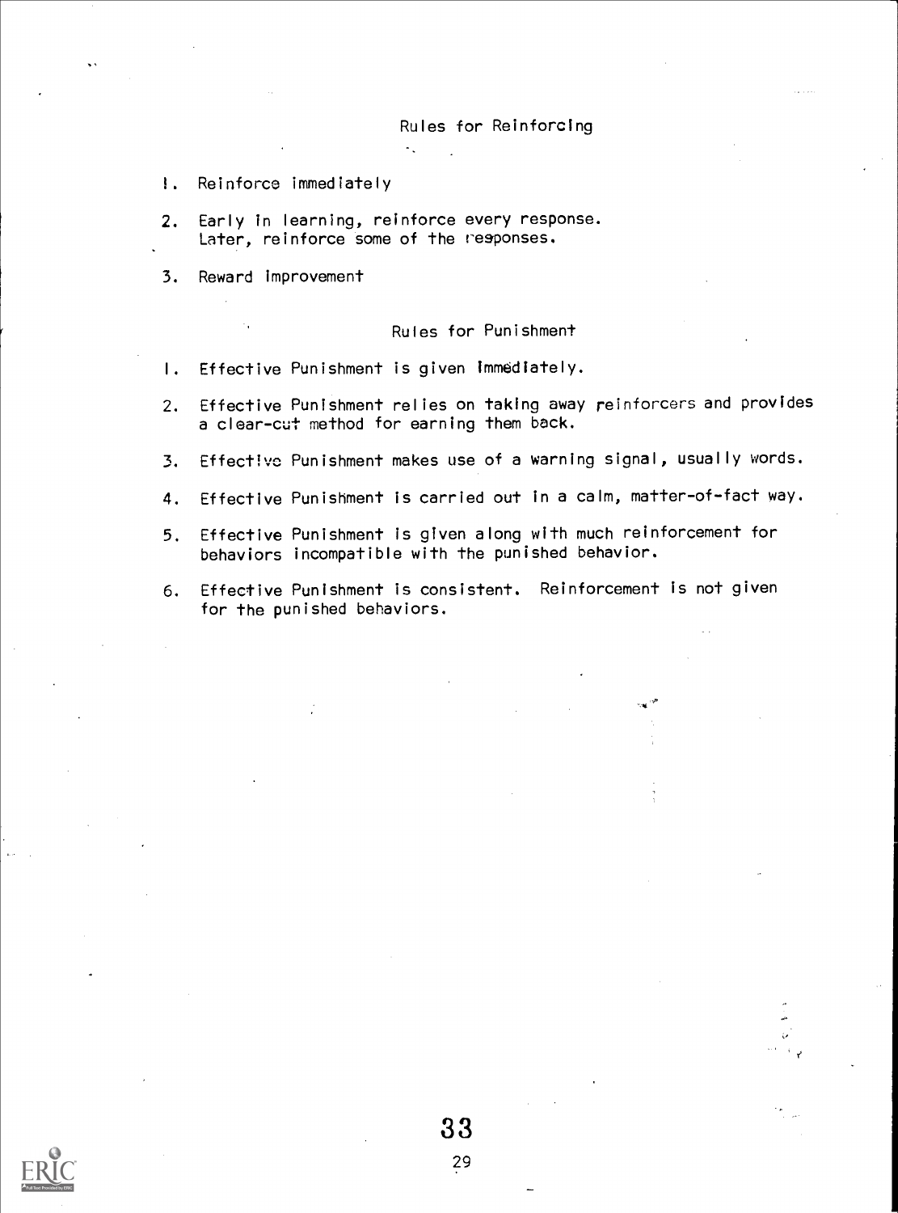## Rules for Reinforcing

1. Reinforce immediately
2. Early in learning, reinforce every response. Later, reinforce some of the responses.
3. Reward improvement

## Rules for Punishment

1. Effective Punishment is given immediately.
2. Effective Punishment relies on taking away reinforcers and provides a clear-cut method for earning them back.
3. Effective Punishment makes use of a warning signal, usually words.
4. Effective Punishment is carried out in a calm, matter-of-fact way.
5. Effective Punishment is given along with much reinforcement for behaviors incompatible with the punished behavior.
6. Effective Punishment is consistent. Reinforcement is not given for the punished behaviors.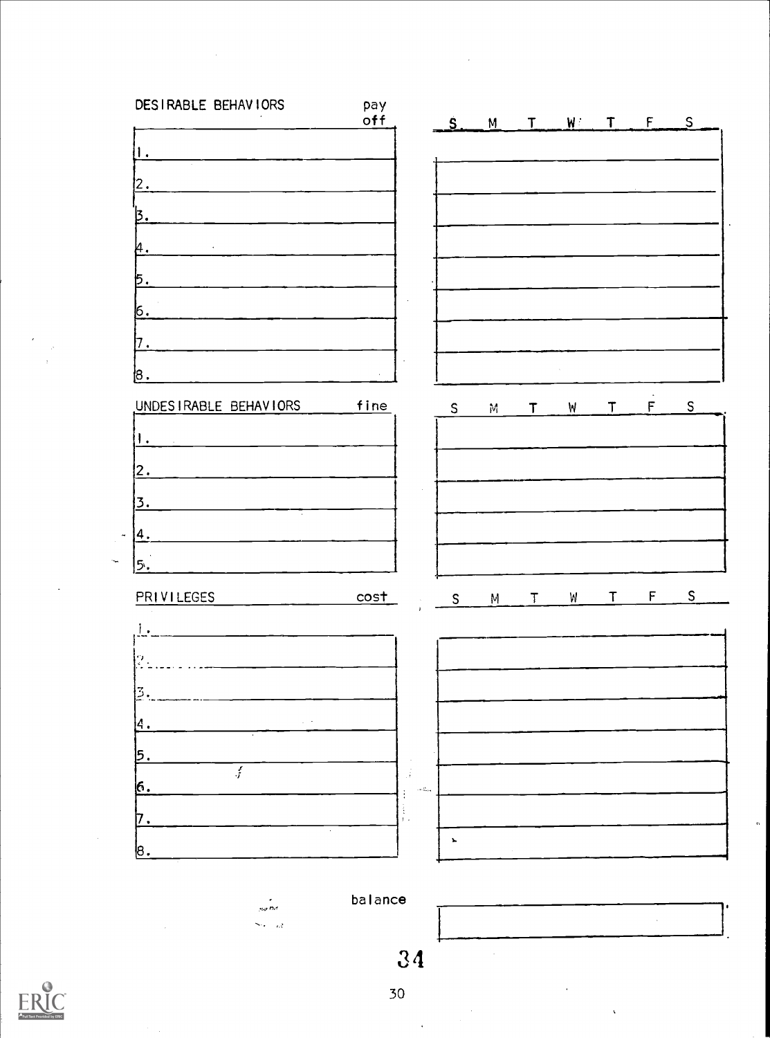| DESIRABLE BEHAVIORS | pay off | S | M | T | W | T | F | S |
|---|---|---|---|---|---|---|---|---|
| 1. | | | | | | | | |
| 2. | | | | | | | | |
| 3. | | | | | | | | |
| 4. | | | | | | | | |
| 5. | | | | | | | | |
| 6. | | | | | | | | |
| 7. | | | | | | | | |
| 8. | | | | | | | | |

| UNDESIRABLE BEHAVIORS | fine | S | M | T | W | T | F | S |
|---|---|---|---|---|---|---|---|---|
| 1. | | | | | | | | |
| 2. | | | | | | | | |
| 3. | | | | | | | | |
| 4. | | | | | | | | |
| 5. | | | | | | | | |

| PRIVILEGES | cost | S | M | T | W | T | F | S |
|---|---|---|---|---|---|---|---|---|
| 1. | | | | | | | | |
| 2. | | | | | | | | |
| 3. | | | | | | | | |
| 4. | | | | | | | | |
| 5. | | | | | | | | |
| 6. | | | | | | | | |
| 7. | | | | | | | | |
| 8. | | | | | | | | |

| balance | |
|---|---|
| | |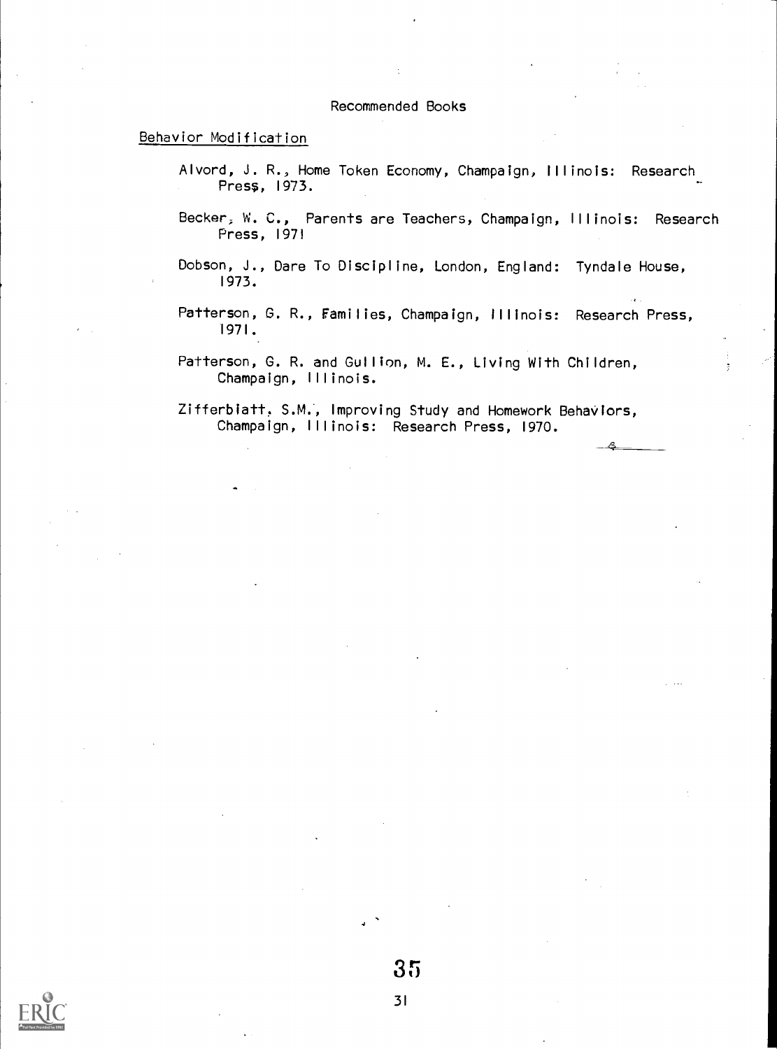# Recommended Books

## Behavior Modification

Alvord, J. R., Home Token Economy, Champaign, Illinois: Research Press, 1973.

Becker, W. C., Parents are Teachers, Champaign, Illinois: Research Press, 1971

Dobson, J., Dare To Discipline, London, England: Tyndale House, 1973.

Patterson, G. R., Families, Champaign, Illinois: Research Press, 1971.

Patterson, G. R. and Gullion, M. E., Living With Children, Champaign, Illinois.

Zifferblatt, S.M., Improving Study and Homework Behaviors, Champaign, Illinois: Research Press, 1970.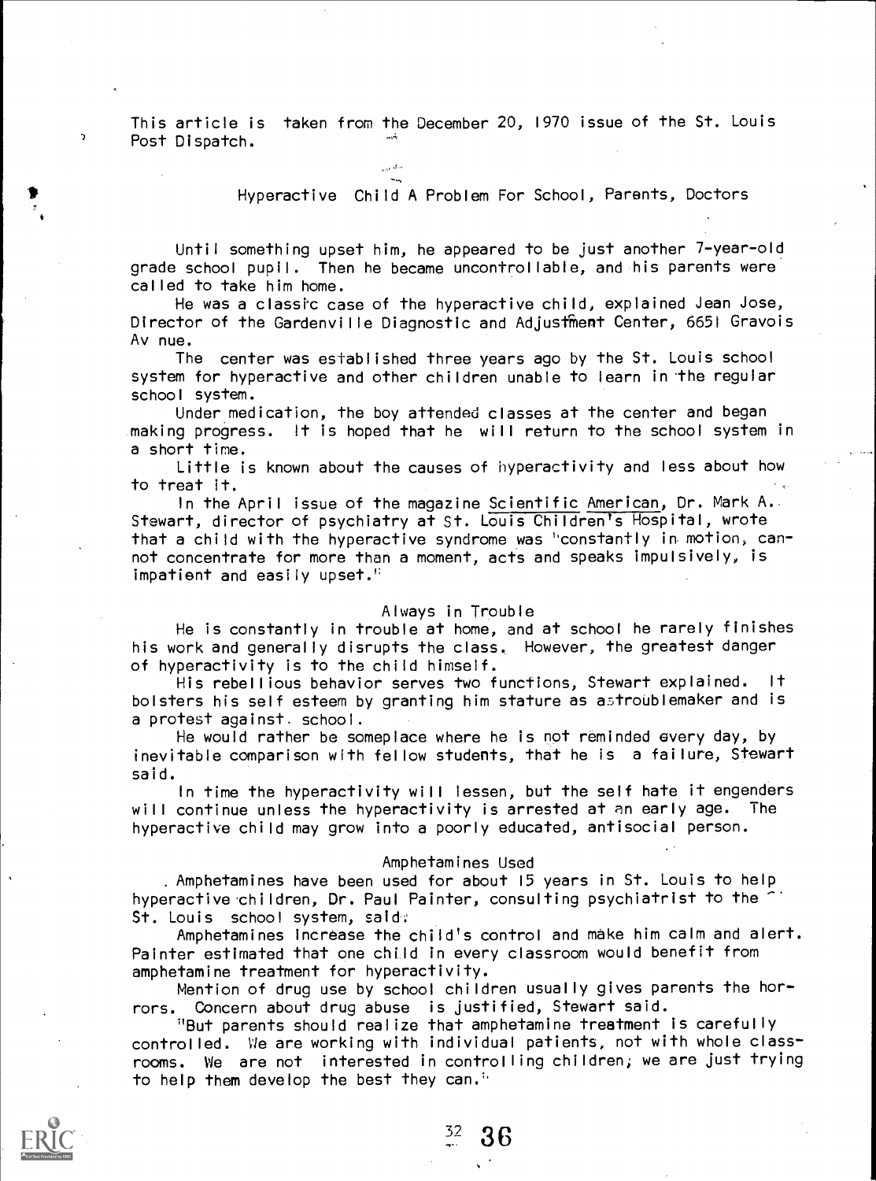This article is taken from the December 20, 1970 issue of the St. Louis Post Dispatch.

## Hyperactive Child A Problem For School, Parents, Doctors

Until something upset him, he appeared to be just another 7-year-old grade school pupil. Then he became uncontrollable, and his parents were called to take him home.

He was a classic case of the hyperactive child, explained Jean Jose, Director of the Gardenville Diagnostic and Adjustment Center, 6651 Gravois Av nue.

The center was established three years ago by the St. Louis school system for hyperactive and other children unable to learn in the regular school system.

Under medication, the boy attended classes at the center and began making progress. It is hoped that he will return to the school system in a short time.

Little is known about the causes of hyperactivity and less about how to treat it.

In the April issue of the magazine Scientific American, Dr. Mark A. Stewart, director of psychiatry at St. Louis Children's Hospital, wrote that a child with the hyperactive syndrome was "constantly in motion, cannot concentrate for more than a moment, acts and speaks impulsively, is impatient and easily upset."

### Always in Trouble

He is constantly in trouble at home, and at school he rarely finishes his work and generally disrupts the class. However, the greatest danger of hyperactivity is to the child himself.

His rebellious behavior serves two functions, Stewart explained. It bolsters his self esteem by granting him stature as a troublemaker and is a protest against school.

He would rather be someplace where he is not reminded every day, by inevitable comparison with fellow students, that he is a failure, Stewart said.

In time the hyperactivity will lessen, but the self hate it engenders will continue unless the hyperactivity is arrested at an early age. The hyperactive child may grow into a poorly educated, antisocial person.

### Amphetamines Used

Amphetamines have been used for about 15 years in St. Louis to help hyperactive children, Dr. Paul Painter, consulting psychiatrist to the St. Louis school system, said.

Amphetamines increase the child's control and make him calm and alert. Painter estimated that one child in every classroom would benefit from amphetamine treatment for hyperactivity.

Mention of drug use by school children usually gives parents the horrors. Concern about drug abuse is justified, Stewart said.

"But parents should realize that amphetamine treatment is carefully controlled. We are working with individual patients, not with whole classrooms. We are not interested in controlling children; we are just trying to help them develop the best they can."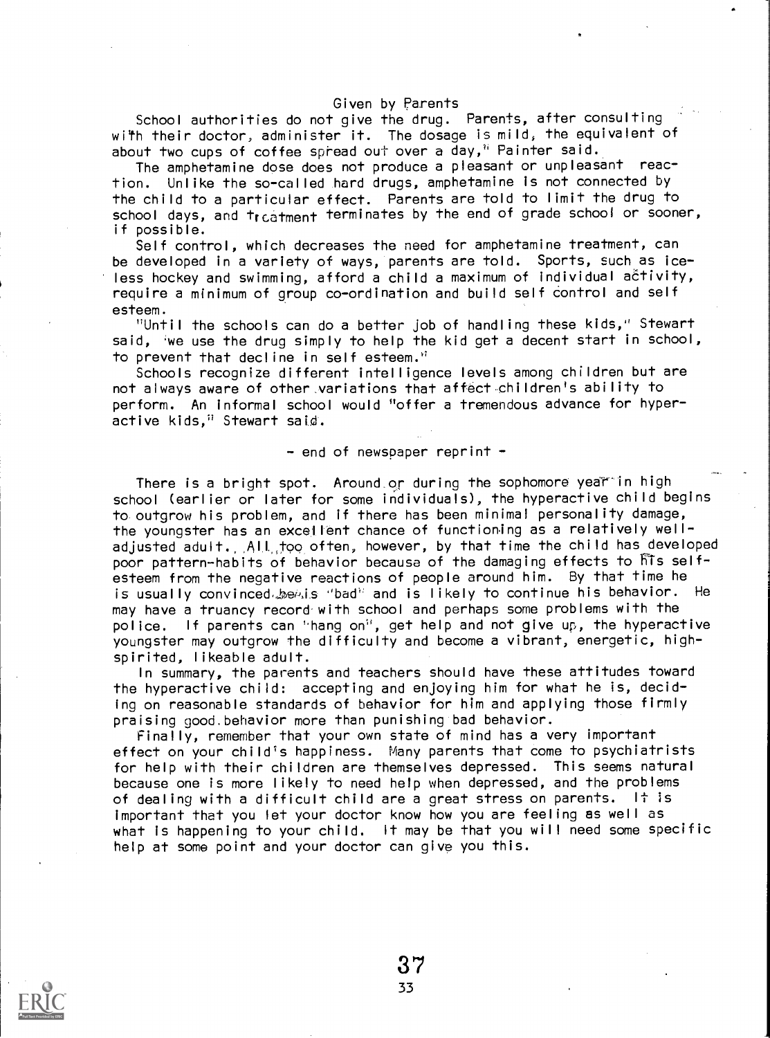### Given by Parents

School authorities do not give the drug. Parents, after consulting with their doctor, administer it. The dosage is mild, the equivalent of about two cups of coffee spread out over a day," Painter said.

The amphetamine dose does not produce a pleasant or unpleasant reaction. Unlike the so-called hard drugs, amphetamine is not connected by the child to a particular effect. Parents are told to limit the drug to school days, and treatment terminates by the end of grade school or sooner, if possible.

Self control, which decreases the need for amphetamine treatment, can be developed in a variety of ways, parents are told. Sports, such as iceless hockey and swimming, afford a child a maximum of individual activity, require a minimum of group co-ordination and build self control and self esteem.

"Until the schools can do a better job of handling these kids," Stewart said, "we use the drug simply to help the kid get a decent start in school, to prevent that decline in self esteem."

Schools recognize different intelligence levels among children but are not always aware of other variations that affect children's ability to perform. An informal school would "offer a tremendous advance for hyperactive kids," Stewart said.

- end of newspaper reprint -

There is a bright spot. Around or during the sophomore year in high school (earlier or later for some individuals), the hyperactive child begins to outgrow his problem, and if there has been minimal personality damage, the youngster has an excellent chance of functioning as a relatively well-adjusted adult. All too often, however, by that time the child has developed poor pattern-habits of behavior because of the damaging effects to his self-esteem from the negative reactions of people around him. By that time he is usually convinced he is "bad" and is likely to continue his behavior. He may have a truancy record with school and perhaps some problems with the police. If parents can "hang on", get help and not give up, the hyperactive youngster may outgrow the difficulty and become a vibrant, energetic, high-spirited, likeable adult.

In summary, the parents and teachers should have these attitudes toward the hyperactive child: accepting and enjoying him for what he is, deciding on reasonable standards of behavior for him and applying those firmly praising good behavior more than punishing bad behavior.

Finally, remember that your own state of mind has a very important effect on your child's happiness. Many parents that come to psychiatrists for help with their children are themselves depressed. This seems natural because one is more likely to need help when depressed, and the problems of dealing with a difficult child are a great stress on parents. It is important that you let your doctor know how you are feeling as well as what is happening to your child. It may be that you will need some specific help at some point and your doctor can give you this.